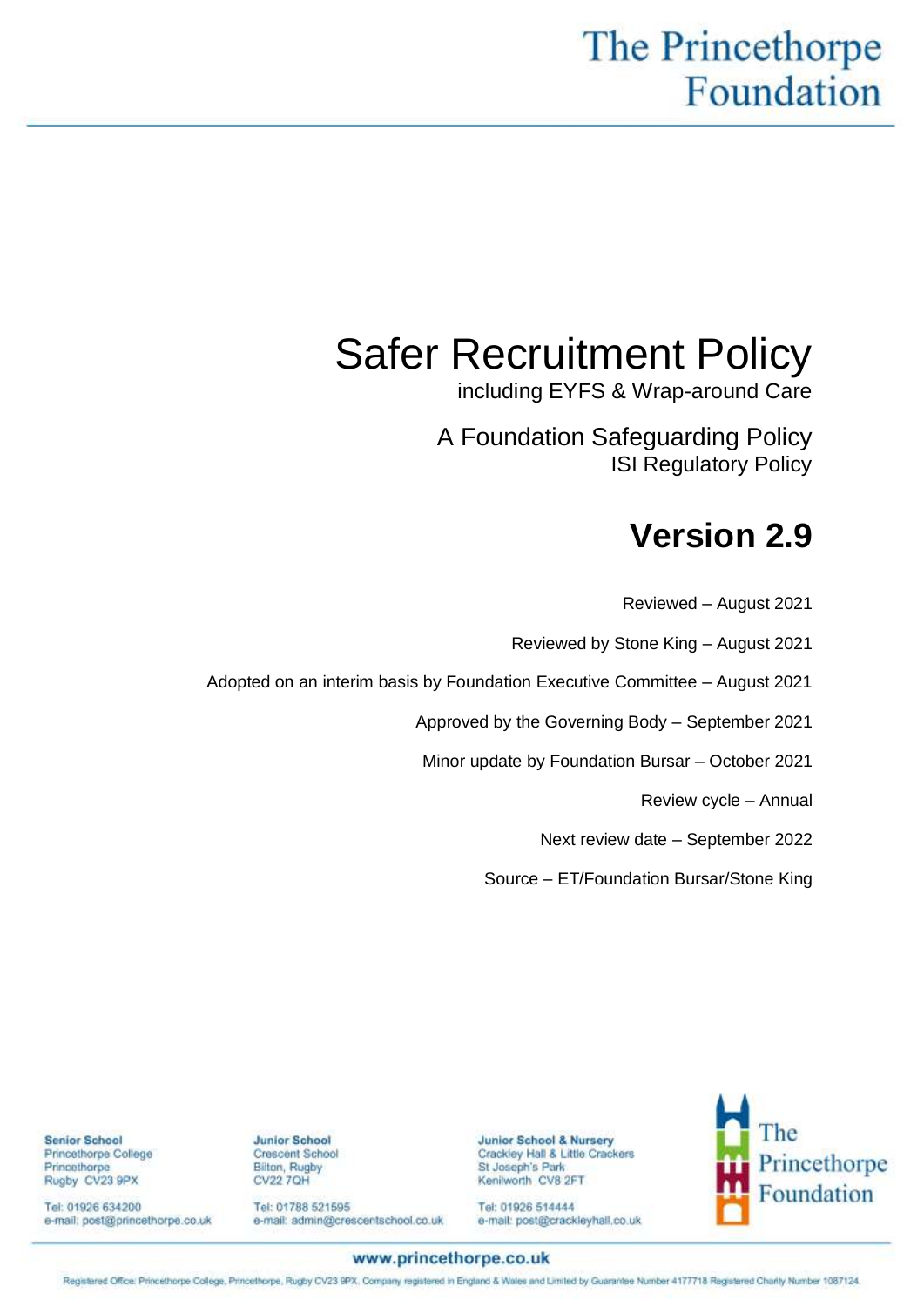The Princethorpe Foundation

# Safer Recruitment Policy

including EYFS & Wrap-around Care

A Foundation Safeguarding Policy
ISI Regulatory Policy

## Version 2.9

Reviewed – August 2021

Reviewed by Stone King – August 2021

Adopted on an interim basis by Foundation Executive Committee – August 2021

Approved by the Governing Body – September 2021

Minor update by Foundation Bursar – October 2021

Review cycle – Annual

Next review date – September 2022

Source – ET/Foundation Bursar/Stone King

**Senior School**
Princethorpe College
Princethorpe
Rugby CV23 9PX

Tel: 01926 634200
e-mail: post@princethorpe.co.uk

**Junior School**
Crescent School
Bilton, Rugby
CV22 7QH

Tel: 01788 521595
e-mail: admin@crescentschool.co.uk

**Junior School & Nursery**
Crackley Hall & Little Crackers
St Joseph's Park
Kenilworth CV8 2FT

Tel: 01926 514444
e-mail: post@crackleyhall.co.uk

The Princethorpe Foundation

**www.princethorpe.co.uk**

Registered Office: Princethorpe College, Princethorpe, Rugby CV23 9PX. Company registered in England & Wales and Limited by Guarantee Number 4177718 Registered Charity Number 1087124.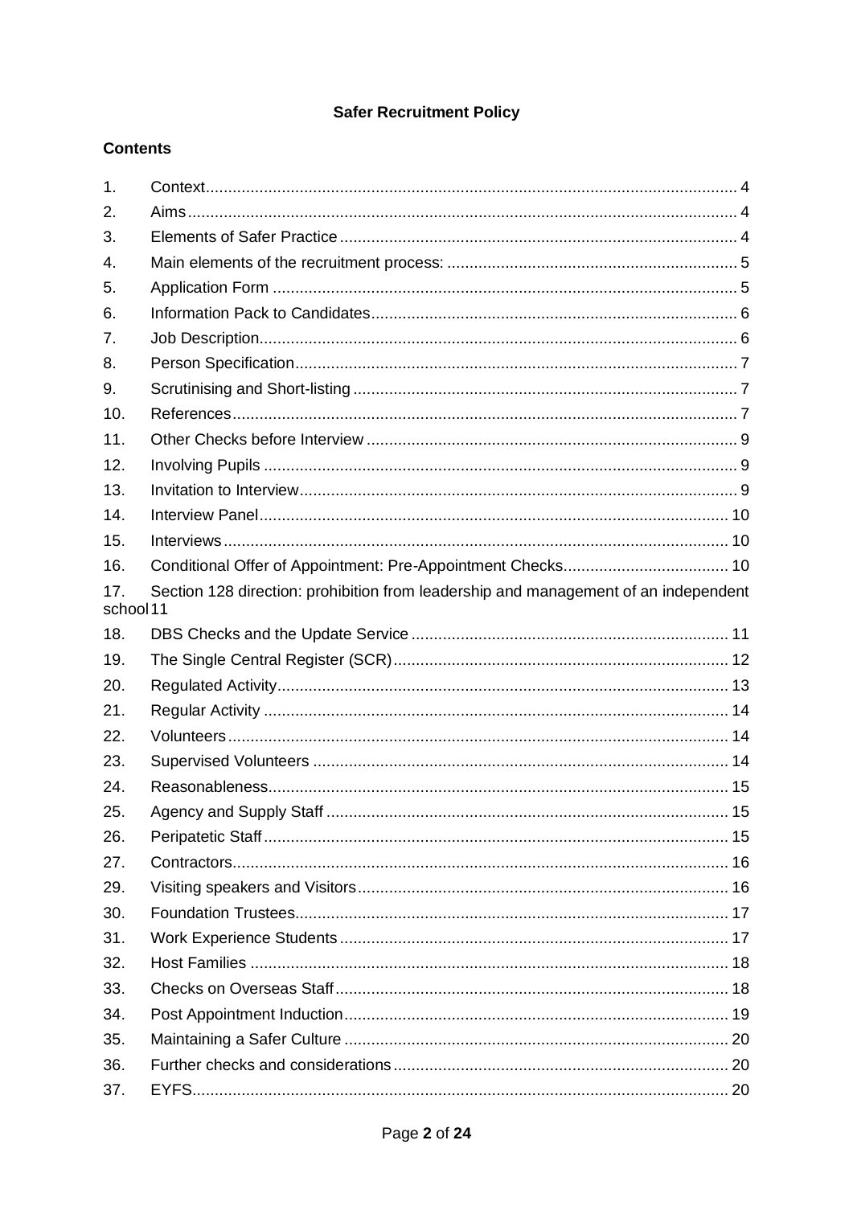**Safer Recruitment Policy**

**Contents**

1. Context ..... 4
2. Aims ..... 4
3. Elements of Safer Practice ..... 4
4. Main elements of the recruitment process: ..... 5
5. Application Form ..... 5
6. Information Pack to Candidates ..... 6
7. Job Description ..... 6
8. Person Specification ..... 7
9. Scrutinising and Short-listing ..... 7
10. References ..... 7
11. Other Checks before Interview ..... 9
12. Involving Pupils ..... 9
13. Invitation to Interview ..... 9
14. Interview Panel ..... 10
15. Interviews ..... 10
16. Conditional Offer of Appointment: Pre-Appointment Checks ..... 10
17. Section 128 direction: prohibition from leadership and management of an independent school 11
18. DBS Checks and the Update Service ..... 11
19. The Single Central Register (SCR) ..... 12
20. Regulated Activity ..... 13
21. Regular Activity ..... 14
22. Volunteers ..... 14
23. Supervised Volunteers ..... 14
24. Reasonableness ..... 15
25. Agency and Supply Staff ..... 15
26. Peripatetic Staff ..... 15
27. Contractors ..... 16
29. Visiting speakers and Visitors ..... 16
30. Foundation Trustees ..... 17
31. Work Experience Students ..... 17
32. Host Families ..... 18
33. Checks on Overseas Staff ..... 18
34. Post Appointment Induction ..... 19
35. Maintaining a Safer Culture ..... 20
36. Further checks and considerations ..... 20
37. EYFS ..... 20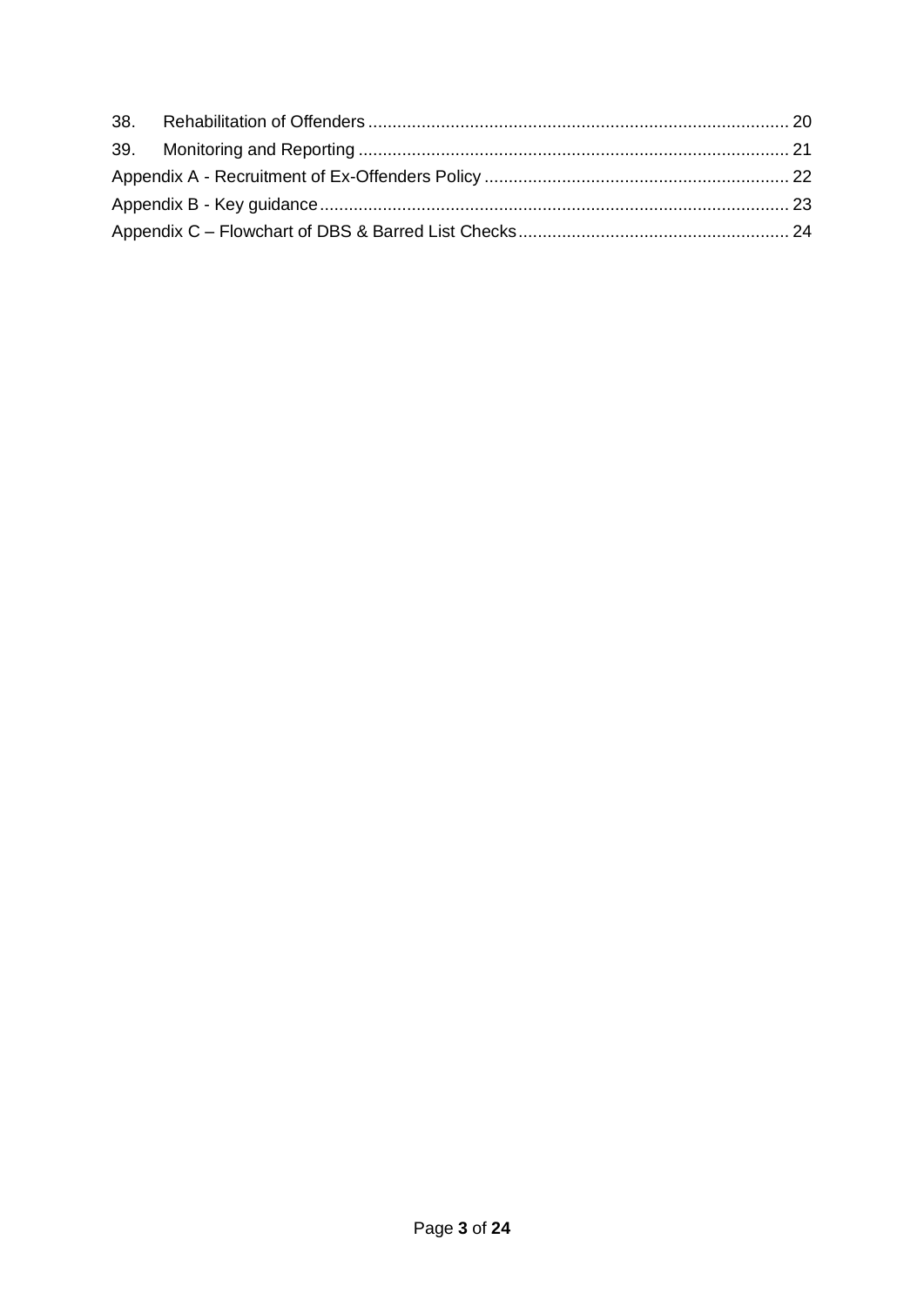38. Rehabilitation of Offenders ........ 20
39. Monitoring and Reporting ........ 21
Appendix A - Recruitment of Ex-Offenders Policy ........ 22
Appendix B - Key guidance ........ 23
Appendix C – Flowchart of DBS & Barred List Checks ........ 24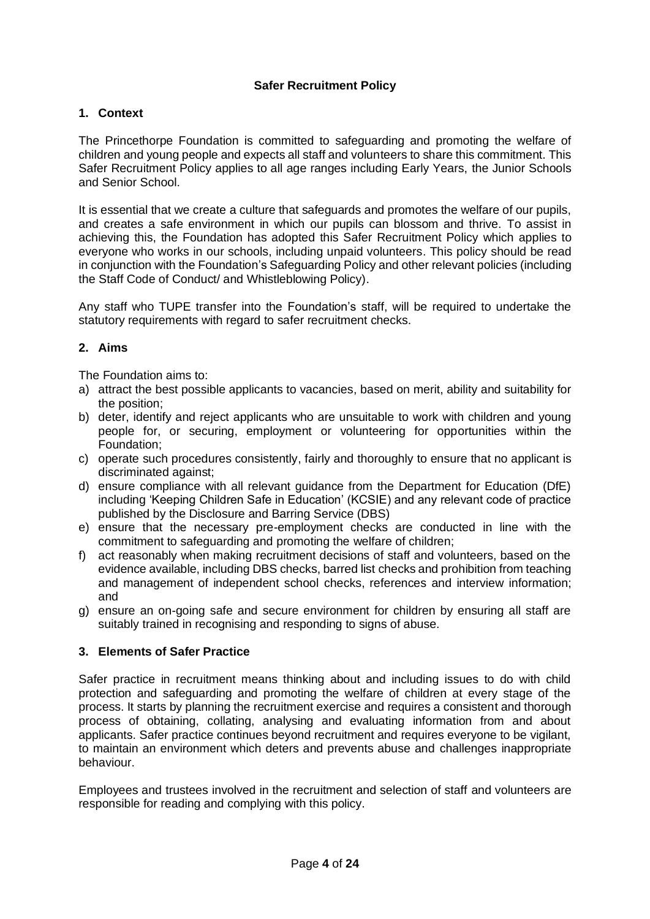# Safer Recruitment Policy

## 1. Context

The Princethorpe Foundation is committed to safeguarding and promoting the welfare of children and young people and expects all staff and volunteers to share this commitment. This Safer Recruitment Policy applies to all age ranges including Early Years, the Junior Schools and Senior School.

It is essential that we create a culture that safeguards and promotes the welfare of our pupils, and creates a safe environment in which our pupils can blossom and thrive. To assist in achieving this, the Foundation has adopted this Safer Recruitment Policy which applies to everyone who works in our schools, including unpaid volunteers. This policy should be read in conjunction with the Foundation's Safeguarding Policy and other relevant policies (including the Staff Code of Conduct/ and Whistleblowing Policy).

Any staff who TUPE transfer into the Foundation's staff, will be required to undertake the statutory requirements with regard to safer recruitment checks.

## 2. Aims

The Foundation aims to:

a) attract the best possible applicants to vacancies, based on merit, ability and suitability for the position;
b) deter, identify and reject applicants who are unsuitable to work with children and young people for, or securing, employment or volunteering for opportunities within the Foundation;
c) operate such procedures consistently, fairly and thoroughly to ensure that no applicant is discriminated against;
d) ensure compliance with all relevant guidance from the Department for Education (DfE) including 'Keeping Children Safe in Education' (KCSIE) and any relevant code of practice published by the Disclosure and Barring Service (DBS)
e) ensure that the necessary pre-employment checks are conducted in line with the commitment to safeguarding and promoting the welfare of children;
f) act reasonably when making recruitment decisions of staff and volunteers, based on the evidence available, including DBS checks, barred list checks and prohibition from teaching and management of independent school checks, references and interview information; and
g) ensure an on-going safe and secure environment for children by ensuring all staff are suitably trained in recognising and responding to signs of abuse.

## 3. Elements of Safer Practice

Safer practice in recruitment means thinking about and including issues to do with child protection and safeguarding and promoting the welfare of children at every stage of the process. It starts by planning the recruitment exercise and requires a consistent and thorough process of obtaining, collating, analysing and evaluating information from and about applicants. Safer practice continues beyond recruitment and requires everyone to be vigilant, to maintain an environment which deters and prevents abuse and challenges inappropriate behaviour.

Employees and trustees involved in the recruitment and selection of staff and volunteers are responsible for reading and complying with this policy.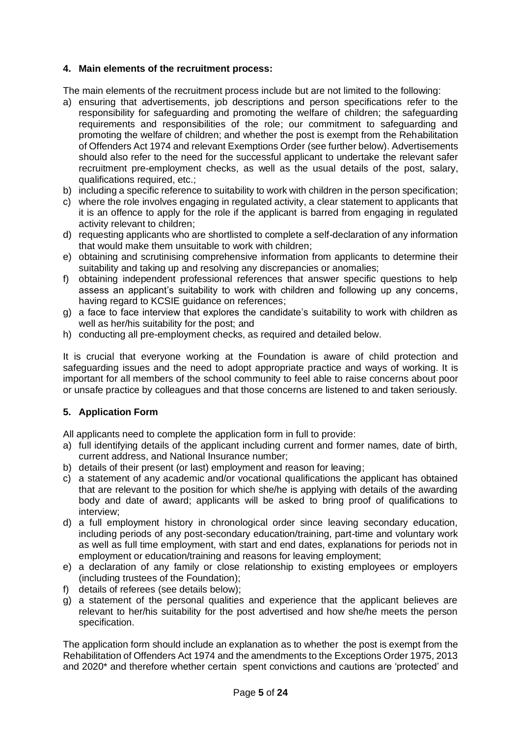## 4. Main elements of the recruitment process:

The main elements of the recruitment process include but are not limited to the following:

a) ensuring that advertisements, job descriptions and person specifications refer to the responsibility for safeguarding and promoting the welfare of children; the safeguarding requirements and responsibilities of the role; our commitment to safeguarding and promoting the welfare of children; and whether the post is exempt from the Rehabilitation of Offenders Act 1974 and relevant Exemptions Order (see further below). Advertisements should also refer to the need for the successful applicant to undertake the relevant safer recruitment pre-employment checks, as well as the usual details of the post, salary, qualifications required, etc.;
b) including a specific reference to suitability to work with children in the person specification;
c) where the role involves engaging in regulated activity, a clear statement to applicants that it is an offence to apply for the role if the applicant is barred from engaging in regulated activity relevant to children;
d) requesting applicants who are shortlisted to complete a self-declaration of any information that would make them unsuitable to work with children;
e) obtaining and scrutinising comprehensive information from applicants to determine their suitability and taking up and resolving any discrepancies or anomalies;
f) obtaining independent professional references that answer specific questions to help assess an applicant's suitability to work with children and following up any concerns, having regard to KCSIE guidance on references;
g) a face to face interview that explores the candidate's suitability to work with children as well as her/his suitability for the post; and
h) conducting all pre-employment checks, as required and detailed below.

It is crucial that everyone working at the Foundation is aware of child protection and safeguarding issues and the need to adopt appropriate practice and ways of working. It is important for all members of the school community to feel able to raise concerns about poor or unsafe practice by colleagues and that those concerns are listened to and taken seriously.

## 5. Application Form

All applicants need to complete the application form in full to provide:

a) full identifying details of the applicant including current and former names, date of birth, current address, and National Insurance number;
b) details of their present (or last) employment and reason for leaving;
c) a statement of any academic and/or vocational qualifications the applicant has obtained that are relevant to the position for which she/he is applying with details of the awarding body and date of award; applicants will be asked to bring proof of qualifications to interview;
d) a full employment history in chronological order since leaving secondary education, including periods of any post-secondary education/training, part-time and voluntary work as well as full time employment, with start and end dates, explanations for periods not in employment or education/training and reasons for leaving employment;
e) a declaration of any family or close relationship to existing employees or employers (including trustees of the Foundation);
f) details of referees (see details below);
g) a statement of the personal qualities and experience that the applicant believes are relevant to her/his suitability for the post advertised and how she/he meets the person specification.

The application form should include an explanation as to whether the post is exempt from the Rehabilitation of Offenders Act 1974 and the amendments to the Exceptions Order 1975, 2013 and 2020* and therefore whether certain spent convictions and cautions are 'protected' and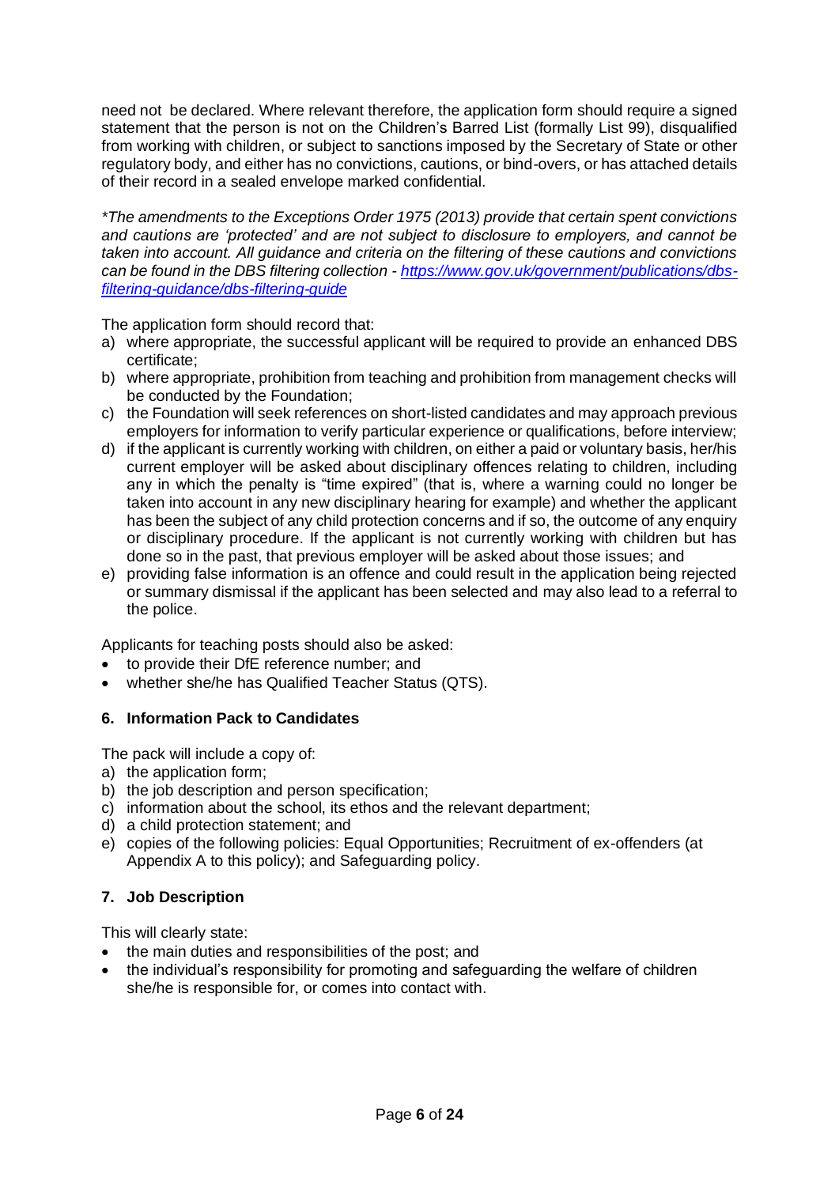need not be declared. Where relevant therefore, the application form should require a signed statement that the person is not on the Children's Barred List (formally List 99), disqualified from working with children, or subject to sanctions imposed by the Secretary of State or other regulatory body, and either has no convictions, cautions, or bind-overs, or has attached details of their record in a sealed envelope marked confidential.

*\*The amendments to the Exceptions Order 1975 (2013) provide that certain spent convictions and cautions are 'protected' and are not subject to disclosure to employers, and cannot be taken into account. All guidance and criteria on the filtering of these cautions and convictions can be found in the DBS filtering collection - [https://www.gov.uk/government/publications/dbs-filtering-guidance/dbs-filtering-guide](https://www.gov.uk/government/publications/dbs-filtering-guidance/dbs-filtering-guide)*

The application form should record that:

a) where appropriate, the successful applicant will be required to provide an enhanced DBS certificate;
b) where appropriate, prohibition from teaching and prohibition from management checks will be conducted by the Foundation;
c) the Foundation will seek references on short-listed candidates and may approach previous employers for information to verify particular experience or qualifications, before interview;
d) if the applicant is currently working with children, on either a paid or voluntary basis, her/his current employer will be asked about disciplinary offences relating to children, including any in which the penalty is "time expired" (that is, where a warning could no longer be taken into account in any new disciplinary hearing for example) and whether the applicant has been the subject of any child protection concerns and if so, the outcome of any enquiry or disciplinary procedure. If the applicant is not currently working with children but has done so in the past, that previous employer will be asked about those issues; and
e) providing false information is an offence and could result in the application being rejected or summary dismissal if the applicant has been selected and may also lead to a referral to the police.

Applicants for teaching posts should also be asked:

- to provide their DfE reference number; and
- whether she/he has Qualified Teacher Status (QTS).

### 6. Information Pack to Candidates

The pack will include a copy of:

a) the application form;
b) the job description and person specification;
c) information about the school, its ethos and the relevant department;
d) a child protection statement; and
e) copies of the following policies: Equal Opportunities; Recruitment of ex-offenders (at Appendix A to this policy); and Safeguarding policy.

### 7. Job Description

This will clearly state:

- the main duties and responsibilities of the post; and
- the individual's responsibility for promoting and safeguarding the welfare of children she/he is responsible for, or comes into contact with.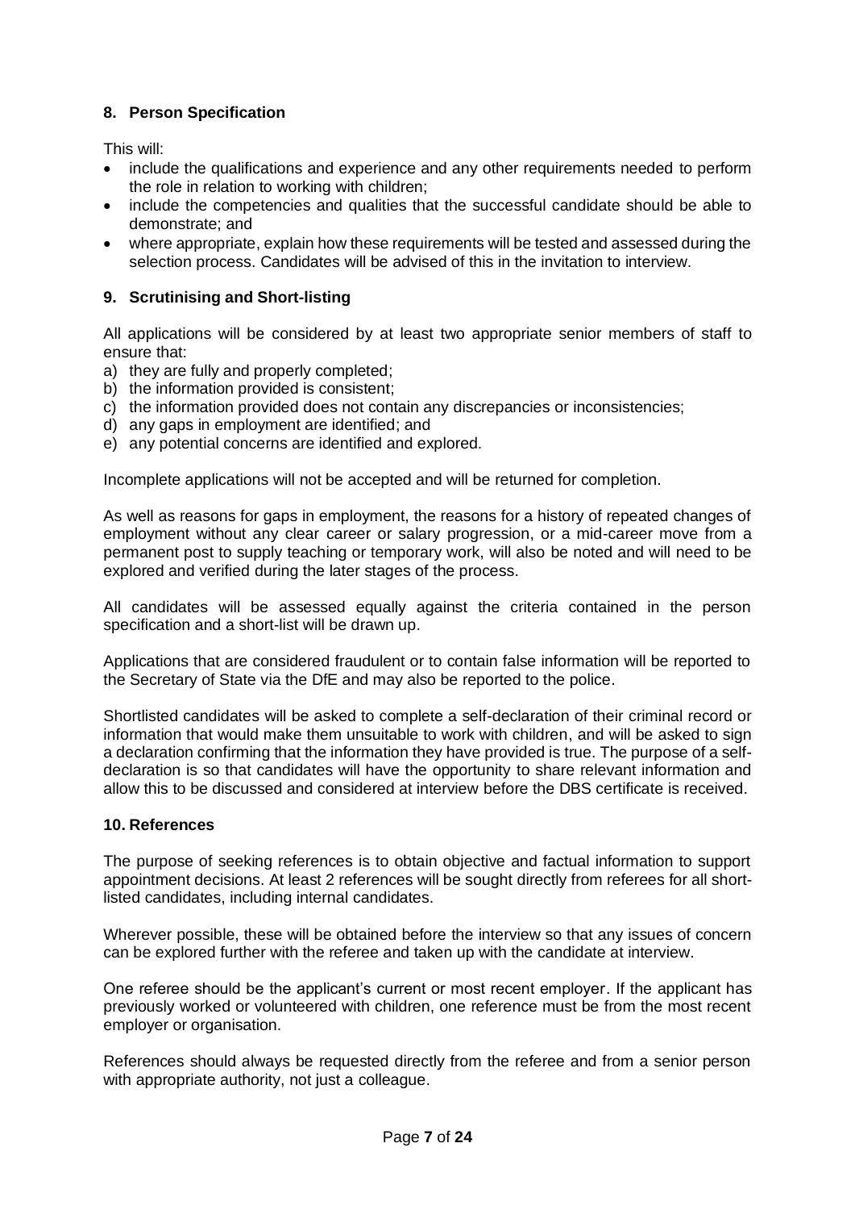## 8. Person Specification

This will:

- include the qualifications and experience and any other requirements needed to perform the role in relation to working with children;
- include the competencies and qualities that the successful candidate should be able to demonstrate; and
- where appropriate, explain how these requirements will be tested and assessed during the selection process. Candidates will be advised of this in the invitation to interview.

## 9. Scrutinising and Short-listing

All applications will be considered by at least two appropriate senior members of staff to ensure that:

a) they are fully and properly completed;
b) the information provided is consistent;
c) the information provided does not contain any discrepancies or inconsistencies;
d) any gaps in employment are identified; and
e) any potential concerns are identified and explored.

Incomplete applications will not be accepted and will be returned for completion.

As well as reasons for gaps in employment, the reasons for a history of repeated changes of employment without any clear career or salary progression, or a mid-career move from a permanent post to supply teaching or temporary work, will also be noted and will need to be explored and verified during the later stages of the process.

All candidates will be assessed equally against the criteria contained in the person specification and a short-list will be drawn up.

Applications that are considered fraudulent or to contain false information will be reported to the Secretary of State via the DfE and may also be reported to the police.

Shortlisted candidates will be asked to complete a self-declaration of their criminal record or information that would make them unsuitable to work with children, and will be asked to sign a declaration confirming that the information they have provided is true. The purpose of a self-declaration is so that candidates will have the opportunity to share relevant information and allow this to be discussed and considered at interview before the DBS certificate is received.

## 10. References

The purpose of seeking references is to obtain objective and factual information to support appointment decisions. At least 2 references will be sought directly from referees for all short-listed candidates, including internal candidates.

Wherever possible, these will be obtained before the interview so that any issues of concern can be explored further with the referee and taken up with the candidate at interview.

One referee should be the applicant's current or most recent employer. If the applicant has previously worked or volunteered with children, one reference must be from the most recent employer or organisation.

References should always be requested directly from the referee and from a senior person with appropriate authority, not just a colleague.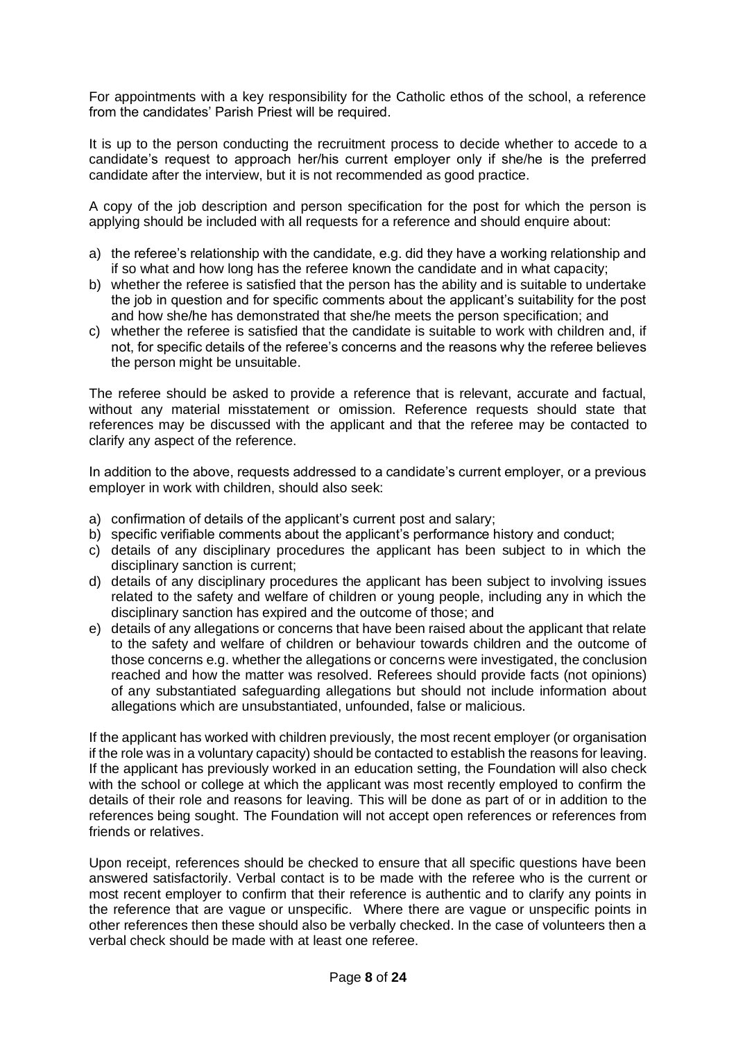For appointments with a key responsibility for the Catholic ethos of the school, a reference from the candidates' Parish Priest will be required.

It is up to the person conducting the recruitment process to decide whether to accede to a candidate's request to approach her/his current employer only if she/he is the preferred candidate after the interview, but it is not recommended as good practice.

A copy of the job description and person specification for the post for which the person is applying should be included with all requests for a reference and should enquire about:

a) the referee's relationship with the candidate, e.g. did they have a working relationship and if so what and how long has the referee known the candidate and in what capacity;
b) whether the referee is satisfied that the person has the ability and is suitable to undertake the job in question and for specific comments about the applicant's suitability for the post and how she/he has demonstrated that she/he meets the person specification; and
c) whether the referee is satisfied that the candidate is suitable to work with children and, if not, for specific details of the referee's concerns and the reasons why the referee believes the person might be unsuitable.

The referee should be asked to provide a reference that is relevant, accurate and factual, without any material misstatement or omission. Reference requests should state that references may be discussed with the applicant and that the referee may be contacted to clarify any aspect of the reference.

In addition to the above, requests addressed to a candidate's current employer, or a previous employer in work with children, should also seek:

a) confirmation of details of the applicant's current post and salary;
b) specific verifiable comments about the applicant's performance history and conduct;
c) details of any disciplinary procedures the applicant has been subject to in which the disciplinary sanction is current;
d) details of any disciplinary procedures the applicant has been subject to involving issues related to the safety and welfare of children or young people, including any in which the disciplinary sanction has expired and the outcome of those; and
e) details of any allegations or concerns that have been raised about the applicant that relate to the safety and welfare of children or behaviour towards children and the outcome of those concerns e.g. whether the allegations or concerns were investigated, the conclusion reached and how the matter was resolved. Referees should provide facts (not opinions) of any substantiated safeguarding allegations but should not include information about allegations which are unsubstantiated, unfounded, false or malicious.

If the applicant has worked with children previously, the most recent employer (or organisation if the role was in a voluntary capacity) should be contacted to establish the reasons for leaving. If the applicant has previously worked in an education setting, the Foundation will also check with the school or college at which the applicant was most recently employed to confirm the details of their role and reasons for leaving. This will be done as part of or in addition to the references being sought. The Foundation will not accept open references or references from friends or relatives.

Upon receipt, references should be checked to ensure that all specific questions have been answered satisfactorily. Verbal contact is to be made with the referee who is the current or most recent employer to confirm that their reference is authentic and to clarify any points in the reference that are vague or unspecific. Where there are vague or unspecific points in other references then these should also be verbally checked. In the case of volunteers then a verbal check should be made with at least one referee.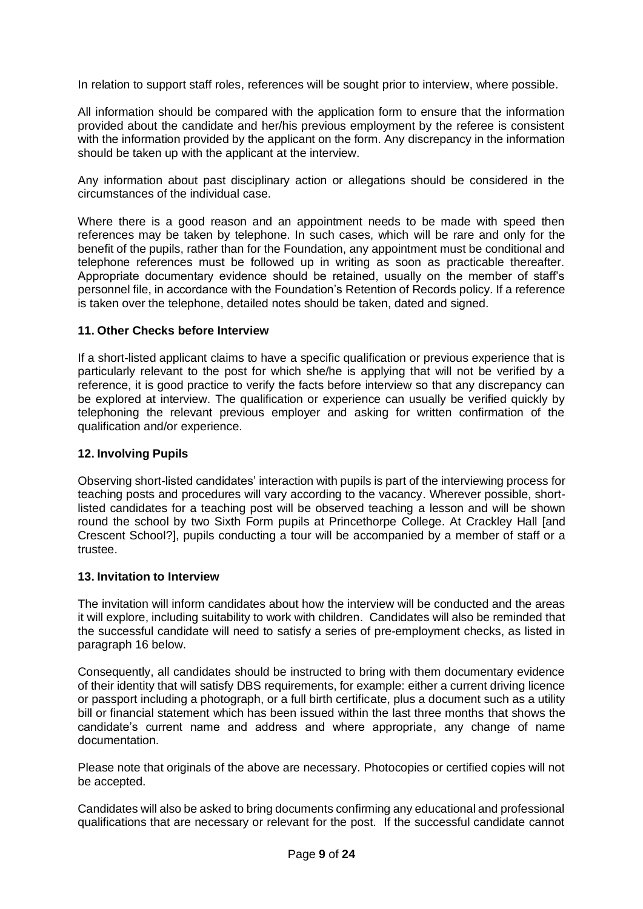In relation to support staff roles, references will be sought prior to interview, where possible.

All information should be compared with the application form to ensure that the information provided about the candidate and her/his previous employment by the referee is consistent with the information provided by the applicant on the form. Any discrepancy in the information should be taken up with the applicant at the interview.

Any information about past disciplinary action or allegations should be considered in the circumstances of the individual case.

Where there is a good reason and an appointment needs to be made with speed then references may be taken by telephone. In such cases, which will be rare and only for the benefit of the pupils, rather than for the Foundation, any appointment must be conditional and telephone references must be followed up in writing as soon as practicable thereafter. Appropriate documentary evidence should be retained, usually on the member of staff's personnel file, in accordance with the Foundation's Retention of Records policy. If a reference is taken over the telephone, detailed notes should be taken, dated and signed.

### 11. Other Checks before Interview

If a short-listed applicant claims to have a specific qualification or previous experience that is particularly relevant to the post for which she/he is applying that will not be verified by a reference, it is good practice to verify the facts before interview so that any discrepancy can be explored at interview. The qualification or experience can usually be verified quickly by telephoning the relevant previous employer and asking for written confirmation of the qualification and/or experience.

### 12. Involving Pupils

Observing short-listed candidates' interaction with pupils is part of the interviewing process for teaching posts and procedures will vary according to the vacancy. Wherever possible, short-listed candidates for a teaching post will be observed teaching a lesson and will be shown round the school by two Sixth Form pupils at Princethorpe College. At Crackley Hall [and Crescent School?], pupils conducting a tour will be accompanied by a member of staff or a trustee.

### 13. Invitation to Interview

The invitation will inform candidates about how the interview will be conducted and the areas it will explore, including suitability to work with children. Candidates will also be reminded that the successful candidate will need to satisfy a series of pre-employment checks, as listed in paragraph 16 below.

Consequently, all candidates should be instructed to bring with them documentary evidence of their identity that will satisfy DBS requirements, for example: either a current driving licence or passport including a photograph, or a full birth certificate, plus a document such as a utility bill or financial statement which has been issued within the last three months that shows the candidate's current name and address and where appropriate, any change of name documentation.

Please note that originals of the above are necessary. Photocopies or certified copies will not be accepted.

Candidates will also be asked to bring documents confirming any educational and professional qualifications that are necessary or relevant for the post. If the successful candidate cannot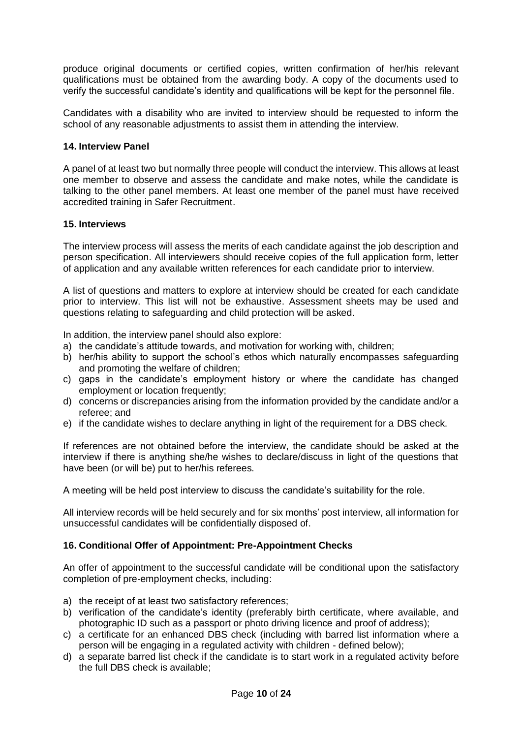produce original documents or certified copies, written confirmation of her/his relevant qualifications must be obtained from the awarding body. A copy of the documents used to verify the successful candidate's identity and qualifications will be kept for the personnel file.

Candidates with a disability who are invited to interview should be requested to inform the school of any reasonable adjustments to assist them in attending the interview.

### 14. Interview Panel

A panel of at least two but normally three people will conduct the interview. This allows at least one member to observe and assess the candidate and make notes, while the candidate is talking to the other panel members. At least one member of the panel must have received accredited training in Safer Recruitment.

### 15. Interviews

The interview process will assess the merits of each candidate against the job description and person specification. All interviewers should receive copies of the full application form, letter of application and any available written references for each candidate prior to interview.

A list of questions and matters to explore at interview should be created for each candidate prior to interview. This list will not be exhaustive. Assessment sheets may be used and questions relating to safeguarding and child protection will be asked.

In addition, the interview panel should also explore:

a) the candidate's attitude towards, and motivation for working with, children;
b) her/his ability to support the school's ethos which naturally encompasses safeguarding and promoting the welfare of children;
c) gaps in the candidate's employment history or where the candidate has changed employment or location frequently;
d) concerns or discrepancies arising from the information provided by the candidate and/or a referee; and
e) if the candidate wishes to declare anything in light of the requirement for a DBS check.

If references are not obtained before the interview, the candidate should be asked at the interview if there is anything she/he wishes to declare/discuss in light of the questions that have been (or will be) put to her/his referees.

A meeting will be held post interview to discuss the candidate's suitability for the role.

All interview records will be held securely and for six months' post interview, all information for unsuccessful candidates will be confidentially disposed of.

### 16. Conditional Offer of Appointment: Pre-Appointment Checks

An offer of appointment to the successful candidate will be conditional upon the satisfactory completion of pre-employment checks, including:

a) the receipt of at least two satisfactory references;
b) verification of the candidate's identity (preferably birth certificate, where available, and photographic ID such as a passport or photo driving licence and proof of address);
c) a certificate for an enhanced DBS check (including with barred list information where a person will be engaging in a regulated activity with children - defined below);
d) a separate barred list check if the candidate is to start work in a regulated activity before the full DBS check is available;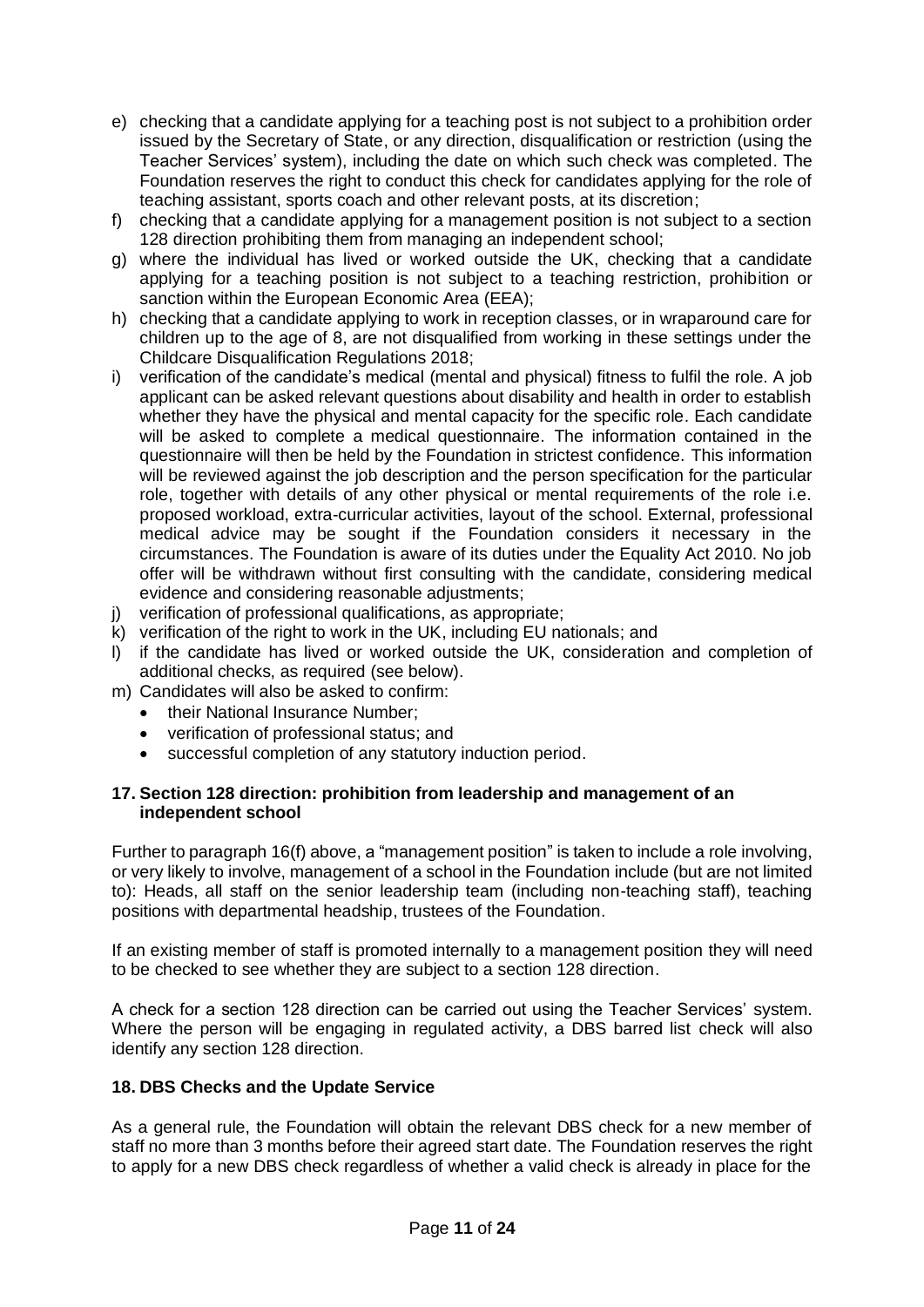e) checking that a candidate applying for a teaching post is not subject to a prohibition order issued by the Secretary of State, or any direction, disqualification or restriction (using the Teacher Services' system), including the date on which such check was completed. The Foundation reserves the right to conduct this check for candidates applying for the role of teaching assistant, sports coach and other relevant posts, at its discretion;
f) checking that a candidate applying for a management position is not subject to a section 128 direction prohibiting them from managing an independent school;
g) where the individual has lived or worked outside the UK, checking that a candidate applying for a teaching position is not subject to a teaching restriction, prohibition or sanction within the European Economic Area (EEA);
h) checking that a candidate applying to work in reception classes, or in wraparound care for children up to the age of 8, are not disqualified from working in these settings under the Childcare Disqualification Regulations 2018;
i) verification of the candidate's medical (mental and physical) fitness to fulfil the role. A job applicant can be asked relevant questions about disability and health in order to establish whether they have the physical and mental capacity for the specific role. Each candidate will be asked to complete a medical questionnaire. The information contained in the questionnaire will then be held by the Foundation in strictest confidence. This information will be reviewed against the job description and the person specification for the particular role, together with details of any other physical or mental requirements of the role i.e. proposed workload, extra-curricular activities, layout of the school. External, professional medical advice may be sought if the Foundation considers it necessary in the circumstances. The Foundation is aware of its duties under the Equality Act 2010. No job offer will be withdrawn without first consulting with the candidate, considering medical evidence and considering reasonable adjustments;
j) verification of professional qualifications, as appropriate;
k) verification of the right to work in the UK, including EU nationals; and
l) if the candidate has lived or worked outside the UK, consideration and completion of additional checks, as required (see below).
m) Candidates will also be asked to confirm:
   - their National Insurance Number;
   - verification of professional status; and
   - successful completion of any statutory induction period.

## 17. Section 128 direction: prohibition from leadership and management of an independent school

Further to paragraph 16(f) above, a "management position" is taken to include a role involving, or very likely to involve, management of a school in the Foundation include (but are not limited to): Heads, all staff on the senior leadership team (including non-teaching staff), teaching positions with departmental headship, trustees of the Foundation.

If an existing member of staff is promoted internally to a management position they will need to be checked to see whether they are subject to a section 128 direction.

A check for a section 128 direction can be carried out using the Teacher Services' system. Where the person will be engaging in regulated activity, a DBS barred list check will also identify any section 128 direction.

## 18. DBS Checks and the Update Service

As a general rule, the Foundation will obtain the relevant DBS check for a new member of staff no more than 3 months before their agreed start date. The Foundation reserves the right to apply for a new DBS check regardless of whether a valid check is already in place for the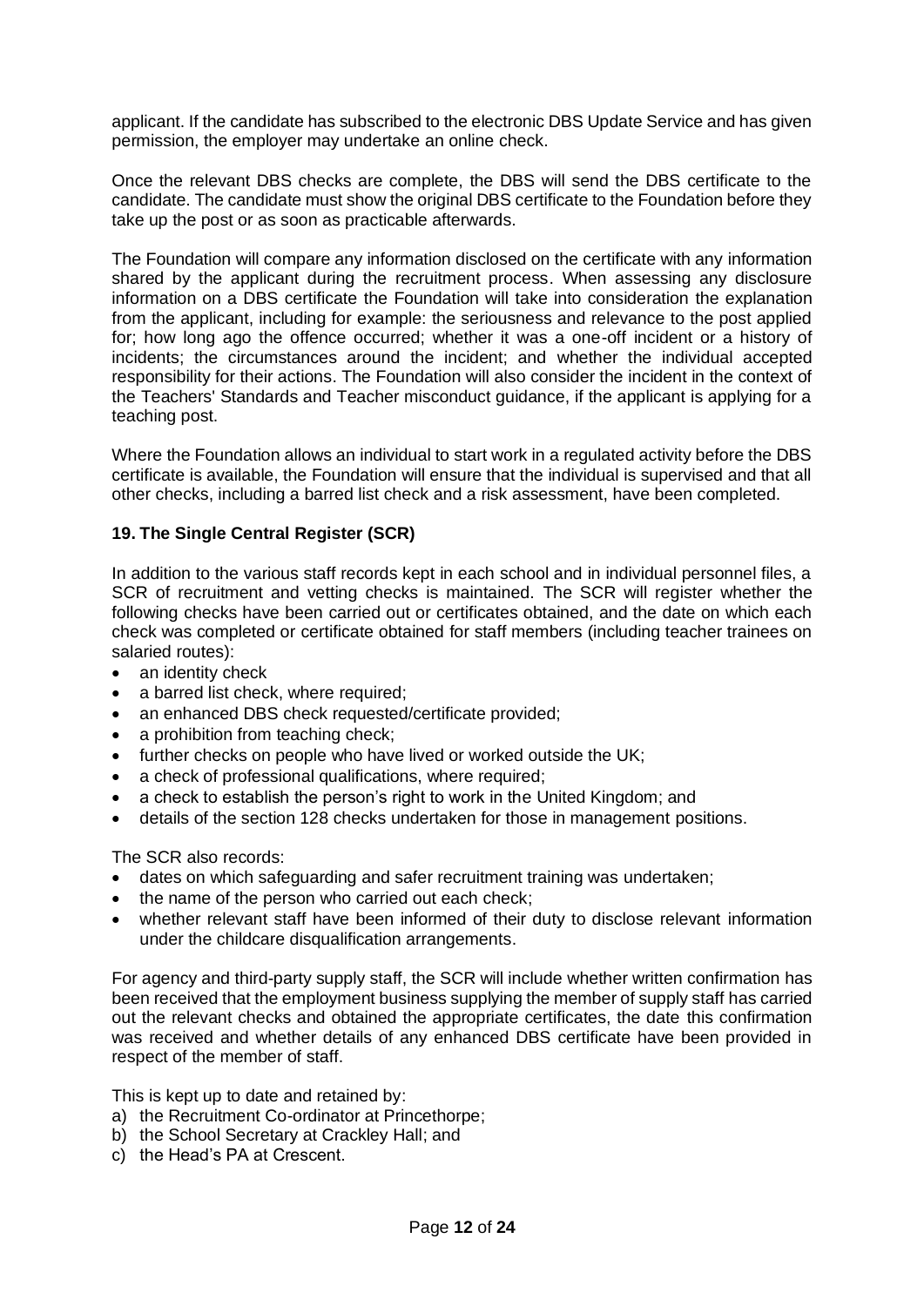applicant. If the candidate has subscribed to the electronic DBS Update Service and has given permission, the employer may undertake an online check.

Once the relevant DBS checks are complete, the DBS will send the DBS certificate to the candidate. The candidate must show the original DBS certificate to the Foundation before they take up the post or as soon as practicable afterwards.

The Foundation will compare any information disclosed on the certificate with any information shared by the applicant during the recruitment process. When assessing any disclosure information on a DBS certificate the Foundation will take into consideration the explanation from the applicant, including for example: the seriousness and relevance to the post applied for; how long ago the offence occurred; whether it was a one-off incident or a history of incidents; the circumstances around the incident; and whether the individual accepted responsibility for their actions. The Foundation will also consider the incident in the context of the Teachers' Standards and Teacher misconduct guidance, if the applicant is applying for a teaching post.

Where the Foundation allows an individual to start work in a regulated activity before the DBS certificate is available, the Foundation will ensure that the individual is supervised and that all other checks, including a barred list check and a risk assessment, have been completed.

### 19. The Single Central Register (SCR)

In addition to the various staff records kept in each school and in individual personnel files, a SCR of recruitment and vetting checks is maintained. The SCR will register whether the following checks have been carried out or certificates obtained, and the date on which each check was completed or certificate obtained for staff members (including teacher trainees on salaried routes):

- an identity check
- a barred list check, where required;
- an enhanced DBS check requested/certificate provided;
- a prohibition from teaching check;
- further checks on people who have lived or worked outside the UK;
- a check of professional qualifications, where required;
- a check to establish the person's right to work in the United Kingdom; and
- details of the section 128 checks undertaken for those in management positions.

The SCR also records:

- dates on which safeguarding and safer recruitment training was undertaken;
- the name of the person who carried out each check;
- whether relevant staff have been informed of their duty to disclose relevant information under the childcare disqualification arrangements.

For agency and third-party supply staff, the SCR will include whether written confirmation has been received that the employment business supplying the member of supply staff has carried out the relevant checks and obtained the appropriate certificates, the date this confirmation was received and whether details of any enhanced DBS certificate have been provided in respect of the member of staff.

This is kept up to date and retained by:

a) the Recruitment Co-ordinator at Princethorpe;
b) the School Secretary at Crackley Hall; and
c) the Head's PA at Crescent.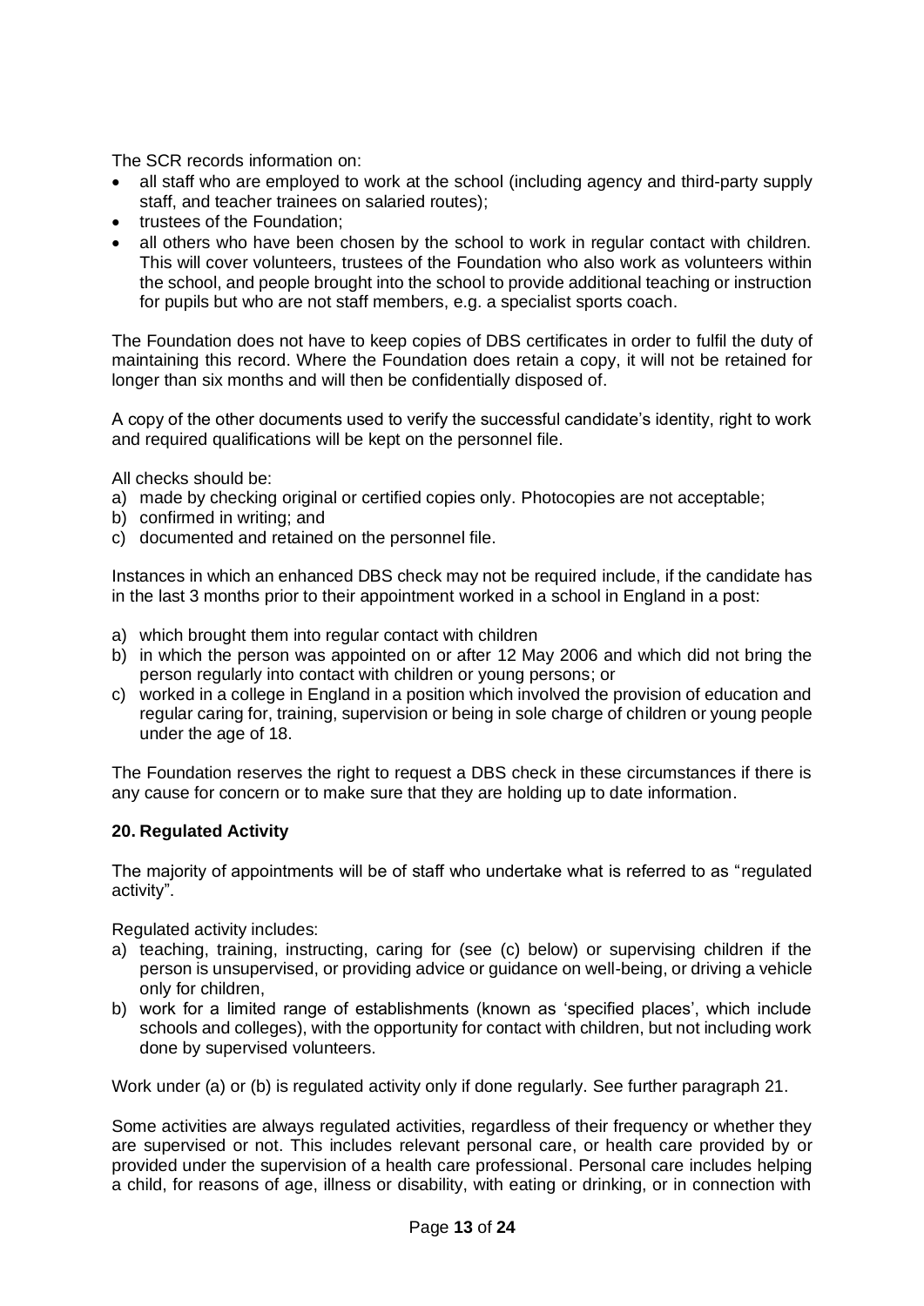The SCR records information on:

- all staff who are employed to work at the school (including agency and third-party supply staff, and teacher trainees on salaried routes);
- trustees of the Foundation;
- all others who have been chosen by the school to work in regular contact with children. This will cover volunteers, trustees of the Foundation who also work as volunteers within the school, and people brought into the school to provide additional teaching or instruction for pupils but who are not staff members, e.g. a specialist sports coach.

The Foundation does not have to keep copies of DBS certificates in order to fulfil the duty of maintaining this record. Where the Foundation does retain a copy, it will not be retained for longer than six months and will then be confidentially disposed of.

A copy of the other documents used to verify the successful candidate's identity, right to work and required qualifications will be kept on the personnel file.

All checks should be:

a) made by checking original or certified copies only. Photocopies are not acceptable;
b) confirmed in writing; and
c) documented and retained on the personnel file.

Instances in which an enhanced DBS check may not be required include, if the candidate has in the last 3 months prior to their appointment worked in a school in England in a post:

a) which brought them into regular contact with children
b) in which the person was appointed on or after 12 May 2006 and which did not bring the person regularly into contact with children or young persons; or
c) worked in a college in England in a position which involved the provision of education and regular caring for, training, supervision or being in sole charge of children or young people under the age of 18.

The Foundation reserves the right to request a DBS check in these circumstances if there is any cause for concern or to make sure that they are holding up to date information.

**20. Regulated Activity**

The majority of appointments will be of staff who undertake what is referred to as "regulated activity".

Regulated activity includes:

a) teaching, training, instructing, caring for (see (c) below) or supervising children if the person is unsupervised, or providing advice or guidance on well-being, or driving a vehicle only for children,
b) work for a limited range of establishments (known as 'specified places', which include schools and colleges), with the opportunity for contact with children, but not including work done by supervised volunteers.

Work under (a) or (b) is regulated activity only if done regularly. See further paragraph 21.

Some activities are always regulated activities, regardless of their frequency or whether they are supervised or not. This includes relevant personal care, or health care provided by or provided under the supervision of a health care professional. Personal care includes helping a child, for reasons of age, illness or disability, with eating or drinking, or in connection with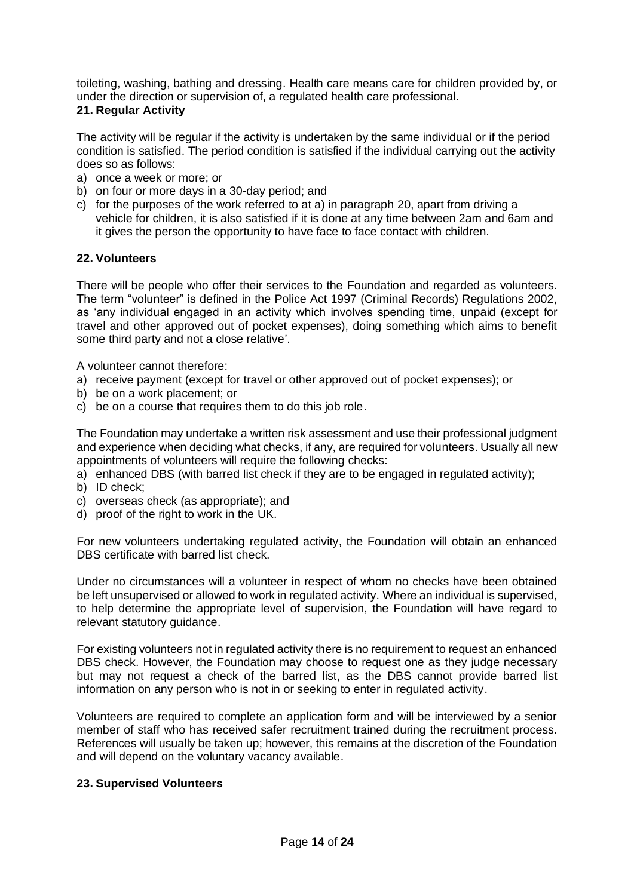toileting, washing, bathing and dressing. Health care means care for children provided by, or under the direction or supervision of, a regulated health care professional.

## 21. Regular Activity

The activity will be regular if the activity is undertaken by the same individual or if the period condition is satisfied. The period condition is satisfied if the individual carrying out the activity does so as follows:

a) once a week or more; or
b) on four or more days in a 30-day period; and
c) for the purposes of the work referred to at a) in paragraph 20, apart from driving a vehicle for children, it is also satisfied if it is done at any time between 2am and 6am and it gives the person the opportunity to have face to face contact with children.

## 22. Volunteers

There will be people who offer their services to the Foundation and regarded as volunteers. The term "volunteer" is defined in the Police Act 1997 (Criminal Records) Regulations 2002, as 'any individual engaged in an activity which involves spending time, unpaid (except for travel and other approved out of pocket expenses), doing something which aims to benefit some third party and not a close relative'.

A volunteer cannot therefore:

a) receive payment (except for travel or other approved out of pocket expenses); or
b) be on a work placement; or
c) be on a course that requires them to do this job role.

The Foundation may undertake a written risk assessment and use their professional judgment and experience when deciding what checks, if any, are required for volunteers. Usually all new appointments of volunteers will require the following checks:

a) enhanced DBS (with barred list check if they are to be engaged in regulated activity);
b) ID check;
c) overseas check (as appropriate); and
d) proof of the right to work in the UK.

For new volunteers undertaking regulated activity, the Foundation will obtain an enhanced DBS certificate with barred list check.

Under no circumstances will a volunteer in respect of whom no checks have been obtained be left unsupervised or allowed to work in regulated activity. Where an individual is supervised, to help determine the appropriate level of supervision, the Foundation will have regard to relevant statutory guidance.

For existing volunteers not in regulated activity there is no requirement to request an enhanced DBS check. However, the Foundation may choose to request one as they judge necessary but may not request a check of the barred list, as the DBS cannot provide barred list information on any person who is not in or seeking to enter in regulated activity.

Volunteers are required to complete an application form and will be interviewed by a senior member of staff who has received safer recruitment trained during the recruitment process. References will usually be taken up; however, this remains at the discretion of the Foundation and will depend on the voluntary vacancy available.

## 23. Supervised Volunteers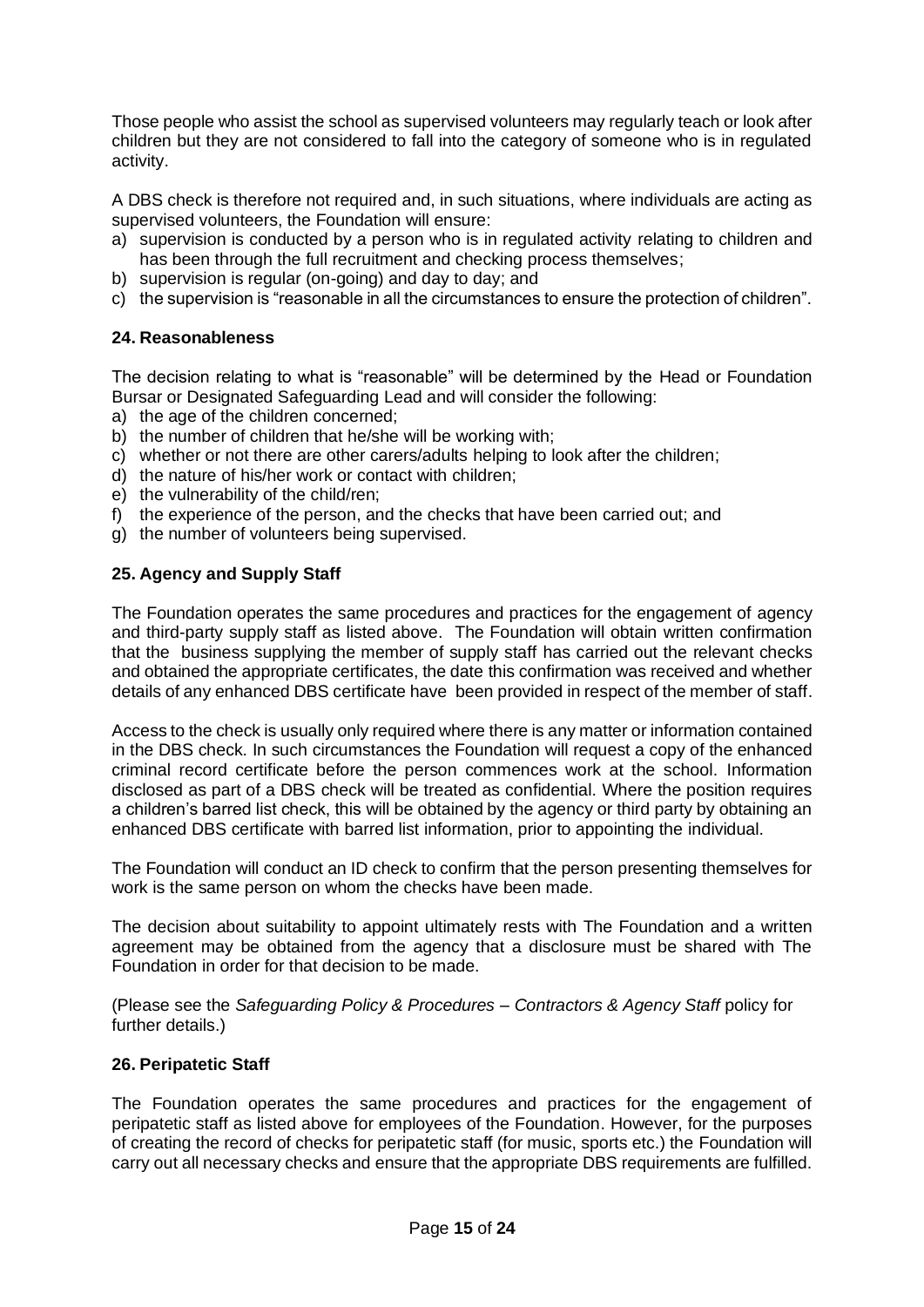Those people who assist the school as supervised volunteers may regularly teach or look after children but they are not considered to fall into the category of someone who is in regulated activity.

A DBS check is therefore not required and, in such situations, where individuals are acting as supervised volunteers, the Foundation will ensure:

a) supervision is conducted by a person who is in regulated activity relating to children and has been through the full recruitment and checking process themselves;
b) supervision is regular (on-going) and day to day; and
c) the supervision is "reasonable in all the circumstances to ensure the protection of children".

### 24. Reasonableness

The decision relating to what is "reasonable" will be determined by the Head or Foundation Bursar or Designated Safeguarding Lead and will consider the following:

a) the age of the children concerned;
b) the number of children that he/she will be working with;
c) whether or not there are other carers/adults helping to look after the children;
d) the nature of his/her work or contact with children;
e) the vulnerability of the child/ren;
f) the experience of the person, and the checks that have been carried out; and
g) the number of volunteers being supervised.

### 25. Agency and Supply Staff

The Foundation operates the same procedures and practices for the engagement of agency and third-party supply staff as listed above. The Foundation will obtain written confirmation that the business supplying the member of supply staff has carried out the relevant checks and obtained the appropriate certificates, the date this confirmation was received and whether details of any enhanced DBS certificate have been provided in respect of the member of staff.

Access to the check is usually only required where there is any matter or information contained in the DBS check. In such circumstances the Foundation will request a copy of the enhanced criminal record certificate before the person commences work at the school. Information disclosed as part of a DBS check will be treated as confidential. Where the position requires a children's barred list check, this will be obtained by the agency or third party by obtaining an enhanced DBS certificate with barred list information, prior to appointing the individual.

The Foundation will conduct an ID check to confirm that the person presenting themselves for work is the same person on whom the checks have been made.

The decision about suitability to appoint ultimately rests with The Foundation and a written agreement may be obtained from the agency that a disclosure must be shared with The Foundation in order for that decision to be made.

(Please see the *Safeguarding Policy & Procedures – Contractors & Agency Staff* policy for further details.)

### 26. Peripatetic Staff

The Foundation operates the same procedures and practices for the engagement of peripatetic staff as listed above for employees of the Foundation. However, for the purposes of creating the record of checks for peripatetic staff (for music, sports etc.) the Foundation will carry out all necessary checks and ensure that the appropriate DBS requirements are fulfilled.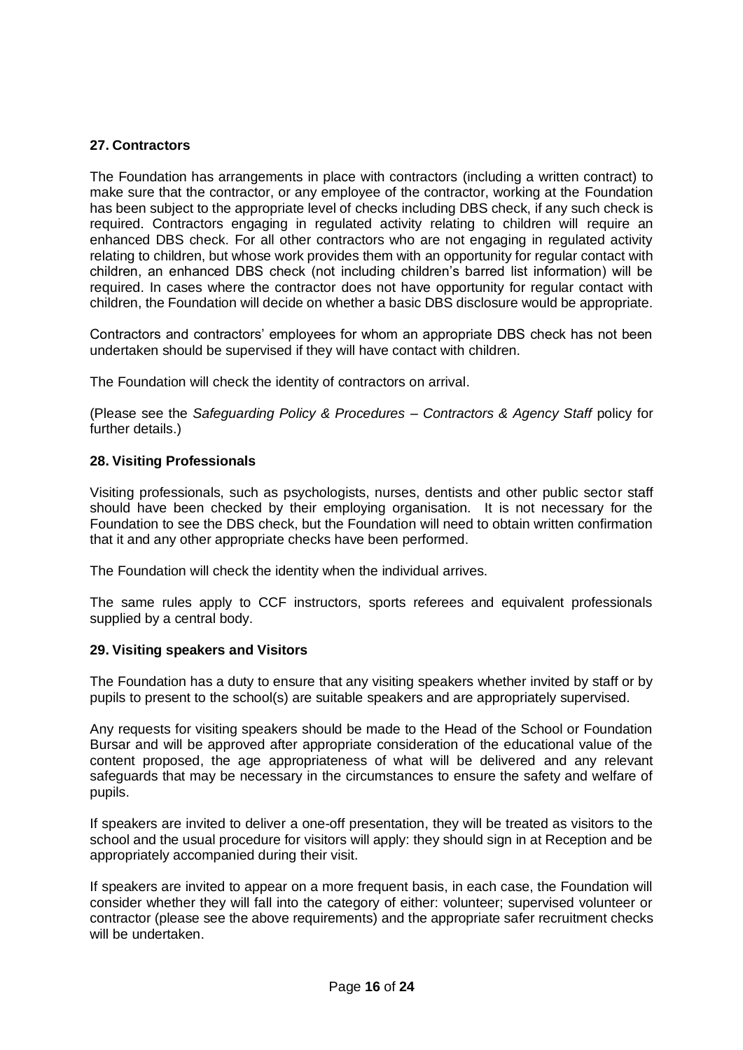## 27. Contractors

The Foundation has arrangements in place with contractors (including a written contract) to make sure that the contractor, or any employee of the contractor, working at the Foundation has been subject to the appropriate level of checks including DBS check, if any such check is required. Contractors engaging in regulated activity relating to children will require an enhanced DBS check. For all other contractors who are not engaging in regulated activity relating to children, but whose work provides them with an opportunity for regular contact with children, an enhanced DBS check (not including children's barred list information) will be required. In cases where the contractor does not have opportunity for regular contact with children, the Foundation will decide on whether a basic DBS disclosure would be appropriate.

Contractors and contractors' employees for whom an appropriate DBS check has not been undertaken should be supervised if they will have contact with children.

The Foundation will check the identity of contractors on arrival.

(Please see the *Safeguarding Policy & Procedures – Contractors & Agency Staff* policy for further details.)

## 28. Visiting Professionals

Visiting professionals, such as psychologists, nurses, dentists and other public sector staff should have been checked by their employing organisation. It is not necessary for the Foundation to see the DBS check, but the Foundation will need to obtain written confirmation that it and any other appropriate checks have been performed.

The Foundation will check the identity when the individual arrives.

The same rules apply to CCF instructors, sports referees and equivalent professionals supplied by a central body.

## 29. Visiting speakers and Visitors

The Foundation has a duty to ensure that any visiting speakers whether invited by staff or by pupils to present to the school(s) are suitable speakers and are appropriately supervised.

Any requests for visiting speakers should be made to the Head of the School or Foundation Bursar and will be approved after appropriate consideration of the educational value of the content proposed, the age appropriateness of what will be delivered and any relevant safeguards that may be necessary in the circumstances to ensure the safety and welfare of pupils.

If speakers are invited to deliver a one-off presentation, they will be treated as visitors to the school and the usual procedure for visitors will apply: they should sign in at Reception and be appropriately accompanied during their visit.

If speakers are invited to appear on a more frequent basis, in each case, the Foundation will consider whether they will fall into the category of either: volunteer; supervised volunteer or contractor (please see the above requirements) and the appropriate safer recruitment checks will be undertaken.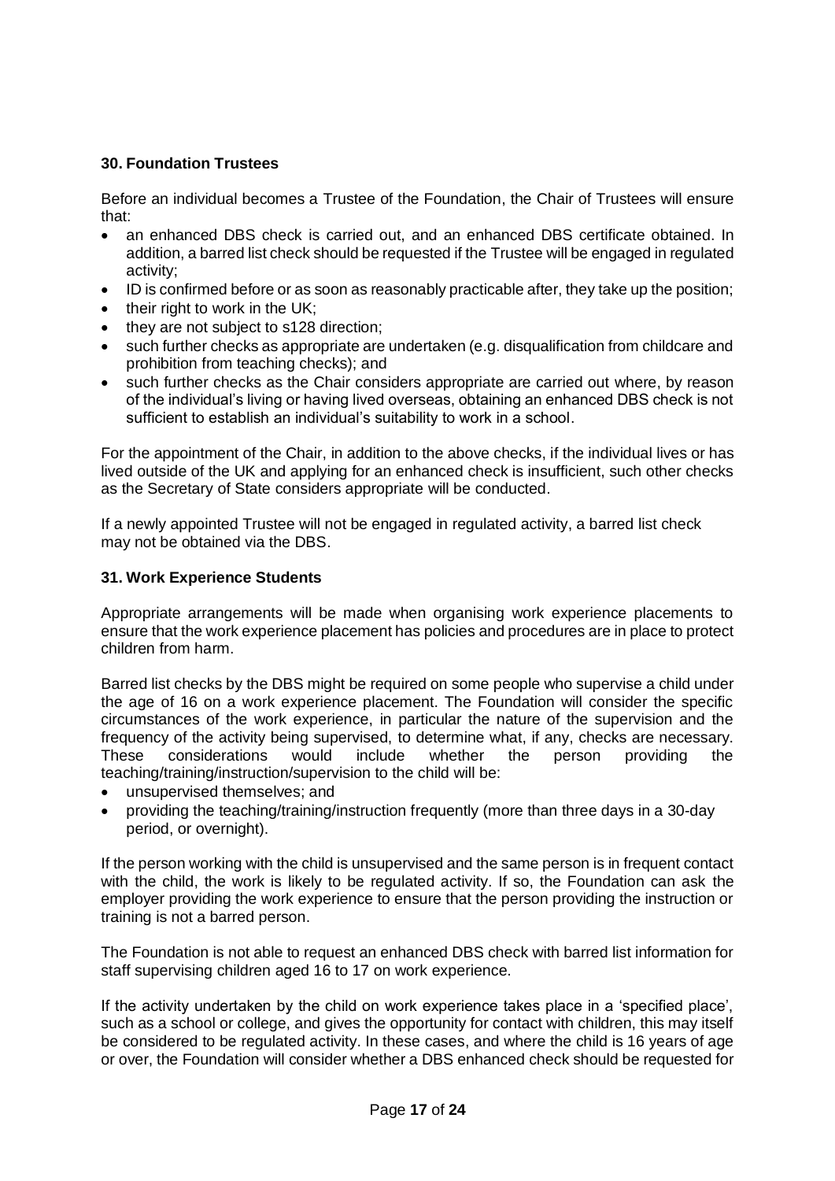## 30. Foundation Trustees

Before an individual becomes a Trustee of the Foundation, the Chair of Trustees will ensure that:

- an enhanced DBS check is carried out, and an enhanced DBS certificate obtained. In addition, a barred list check should be requested if the Trustee will be engaged in regulated activity;
- ID is confirmed before or as soon as reasonably practicable after, they take up the position;
- their right to work in the UK;
- they are not subject to s128 direction;
- such further checks as appropriate are undertaken (e.g. disqualification from childcare and prohibition from teaching checks); and
- such further checks as the Chair considers appropriate are carried out where, by reason of the individual's living or having lived overseas, obtaining an enhanced DBS check is not sufficient to establish an individual's suitability to work in a school.

For the appointment of the Chair, in addition to the above checks, if the individual lives or has lived outside of the UK and applying for an enhanced check is insufficient, such other checks as the Secretary of State considers appropriate will be conducted.

If a newly appointed Trustee will not be engaged in regulated activity, a barred list check may not be obtained via the DBS.

## 31. Work Experience Students

Appropriate arrangements will be made when organising work experience placements to ensure that the work experience placement has policies and procedures are in place to protect children from harm.

Barred list checks by the DBS might be required on some people who supervise a child under the age of 16 on a work experience placement. The Foundation will consider the specific circumstances of the work experience, in particular the nature of the supervision and the frequency of the activity being supervised, to determine what, if any, checks are necessary. These considerations would include whether the person providing the teaching/training/instruction/supervision to the child will be:

- unsupervised themselves; and
- providing the teaching/training/instruction frequently (more than three days in a 30-day period, or overnight).

If the person working with the child is unsupervised and the same person is in frequent contact with the child, the work is likely to be regulated activity. If so, the Foundation can ask the employer providing the work experience to ensure that the person providing the instruction or training is not a barred person.

The Foundation is not able to request an enhanced DBS check with barred list information for staff supervising children aged 16 to 17 on work experience.

If the activity undertaken by the child on work experience takes place in a 'specified place', such as a school or college, and gives the opportunity for contact with children, this may itself be considered to be regulated activity. In these cases, and where the child is 16 years of age or over, the Foundation will consider whether a DBS enhanced check should be requested for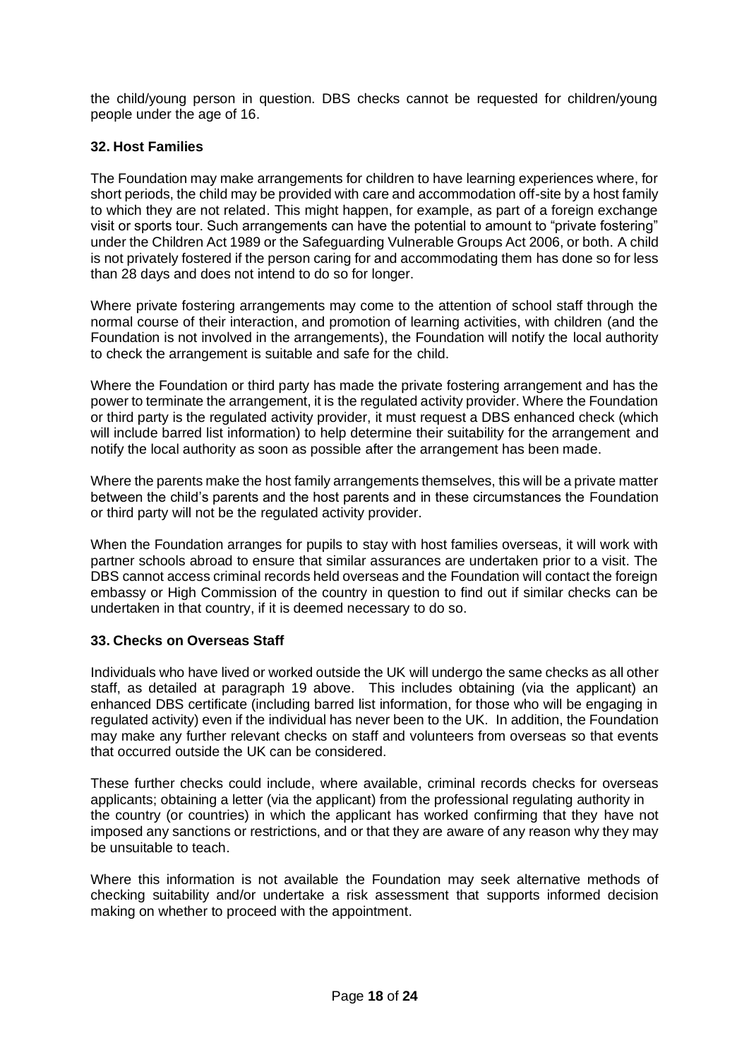the child/young person in question. DBS checks cannot be requested for children/young people under the age of 16.

### 32. Host Families

The Foundation may make arrangements for children to have learning experiences where, for short periods, the child may be provided with care and accommodation off-site by a host family to which they are not related. This might happen, for example, as part of a foreign exchange visit or sports tour. Such arrangements can have the potential to amount to "private fostering" under the Children Act 1989 or the Safeguarding Vulnerable Groups Act 2006, or both. A child is not privately fostered if the person caring for and accommodating them has done so for less than 28 days and does not intend to do so for longer.

Where private fostering arrangements may come to the attention of school staff through the normal course of their interaction, and promotion of learning activities, with children (and the Foundation is not involved in the arrangements), the Foundation will notify the local authority to check the arrangement is suitable and safe for the child.

Where the Foundation or third party has made the private fostering arrangement and has the power to terminate the arrangement, it is the regulated activity provider. Where the Foundation or third party is the regulated activity provider, it must request a DBS enhanced check (which will include barred list information) to help determine their suitability for the arrangement and notify the local authority as soon as possible after the arrangement has been made.

Where the parents make the host family arrangements themselves, this will be a private matter between the child's parents and the host parents and in these circumstances the Foundation or third party will not be the regulated activity provider.

When the Foundation arranges for pupils to stay with host families overseas, it will work with partner schools abroad to ensure that similar assurances are undertaken prior to a visit. The DBS cannot access criminal records held overseas and the Foundation will contact the foreign embassy or High Commission of the country in question to find out if similar checks can be undertaken in that country, if it is deemed necessary to do so.

### 33. Checks on Overseas Staff

Individuals who have lived or worked outside the UK will undergo the same checks as all other staff, as detailed at paragraph 19 above. This includes obtaining (via the applicant) an enhanced DBS certificate (including barred list information, for those who will be engaging in regulated activity) even if the individual has never been to the UK. In addition, the Foundation may make any further relevant checks on staff and volunteers from overseas so that events that occurred outside the UK can be considered.

These further checks could include, where available, criminal records checks for overseas applicants; obtaining a letter (via the applicant) from the professional regulating authority in the country (or countries) in which the applicant has worked confirming that they have not imposed any sanctions or restrictions, and or that they are aware of any reason why they may be unsuitable to teach.

Where this information is not available the Foundation may seek alternative methods of checking suitability and/or undertake a risk assessment that supports informed decision making on whether to proceed with the appointment.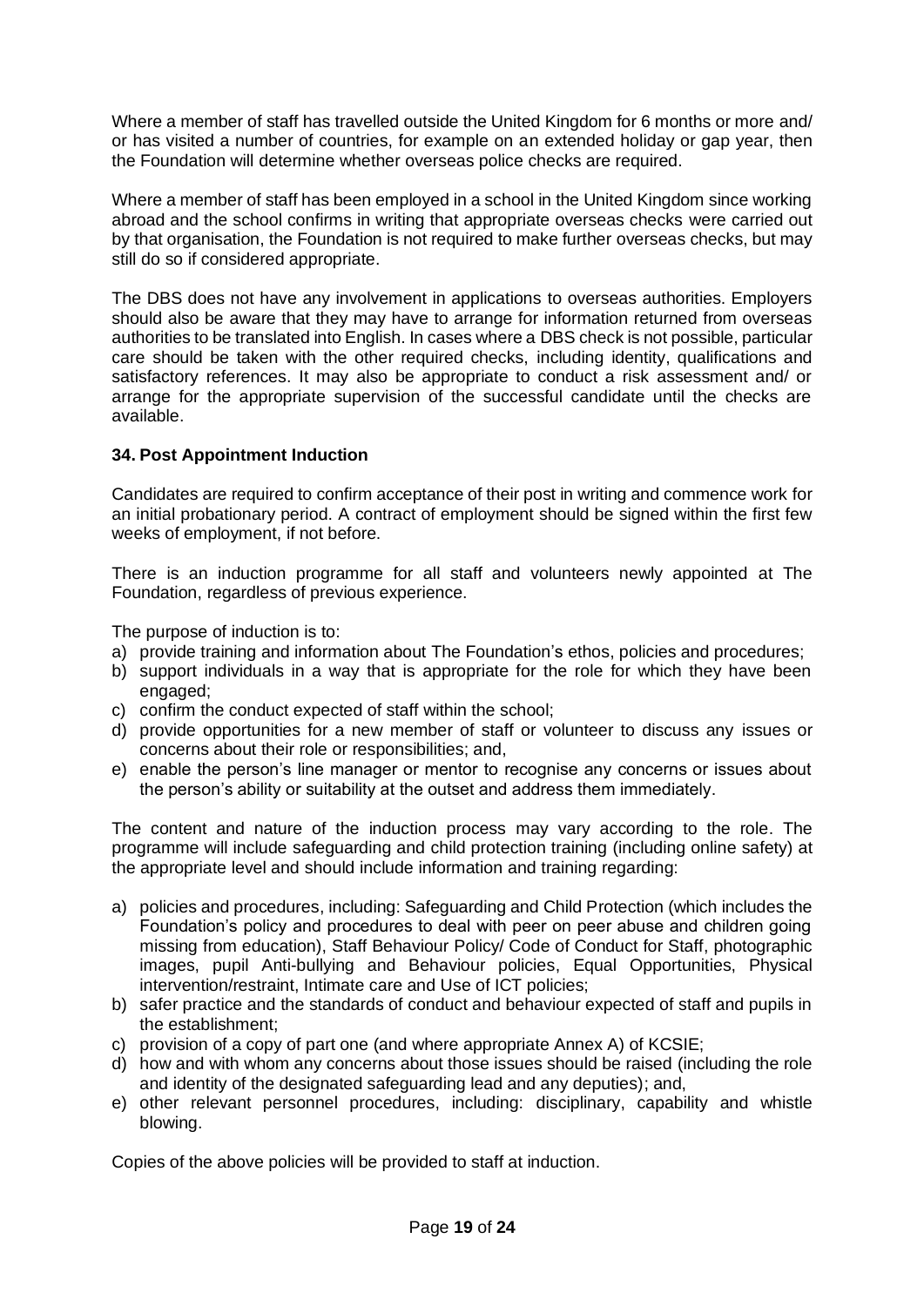Where a member of staff has travelled outside the United Kingdom for 6 months or more and/ or has visited a number of countries, for example on an extended holiday or gap year, then the Foundation will determine whether overseas police checks are required.

Where a member of staff has been employed in a school in the United Kingdom since working abroad and the school confirms in writing that appropriate overseas checks were carried out by that organisation, the Foundation is not required to make further overseas checks, but may still do so if considered appropriate.

The DBS does not have any involvement in applications to overseas authorities. Employers should also be aware that they may have to arrange for information returned from overseas authorities to be translated into English. In cases where a DBS check is not possible, particular care should be taken with the other required checks, including identity, qualifications and satisfactory references. It may also be appropriate to conduct a risk assessment and/ or arrange for the appropriate supervision of the successful candidate until the checks are available.

### 34. Post Appointment Induction

Candidates are required to confirm acceptance of their post in writing and commence work for an initial probationary period. A contract of employment should be signed within the first few weeks of employment, if not before.

There is an induction programme for all staff and volunteers newly appointed at The Foundation, regardless of previous experience.

The purpose of induction is to:

a) provide training and information about The Foundation's ethos, policies and procedures;
b) support individuals in a way that is appropriate for the role for which they have been engaged;
c) confirm the conduct expected of staff within the school;
d) provide opportunities for a new member of staff or volunteer to discuss any issues or concerns about their role or responsibilities; and,
e) enable the person's line manager or mentor to recognise any concerns or issues about the person's ability or suitability at the outset and address them immediately.

The content and nature of the induction process may vary according to the role. The programme will include safeguarding and child protection training (including online safety) at the appropriate level and should include information and training regarding:

a) policies and procedures, including: Safeguarding and Child Protection (which includes the Foundation's policy and procedures to deal with peer on peer abuse and children going missing from education), Staff Behaviour Policy/ Code of Conduct for Staff, photographic images, pupil Anti-bullying and Behaviour policies, Equal Opportunities, Physical intervention/restraint, Intimate care and Use of ICT policies;
b) safer practice and the standards of conduct and behaviour expected of staff and pupils in the establishment;
c) provision of a copy of part one (and where appropriate Annex A) of KCSIE;
d) how and with whom any concerns about those issues should be raised (including the role and identity of the designated safeguarding lead and any deputies); and,
e) other relevant personnel procedures, including: disciplinary, capability and whistle blowing.

Copies of the above policies will be provided to staff at induction.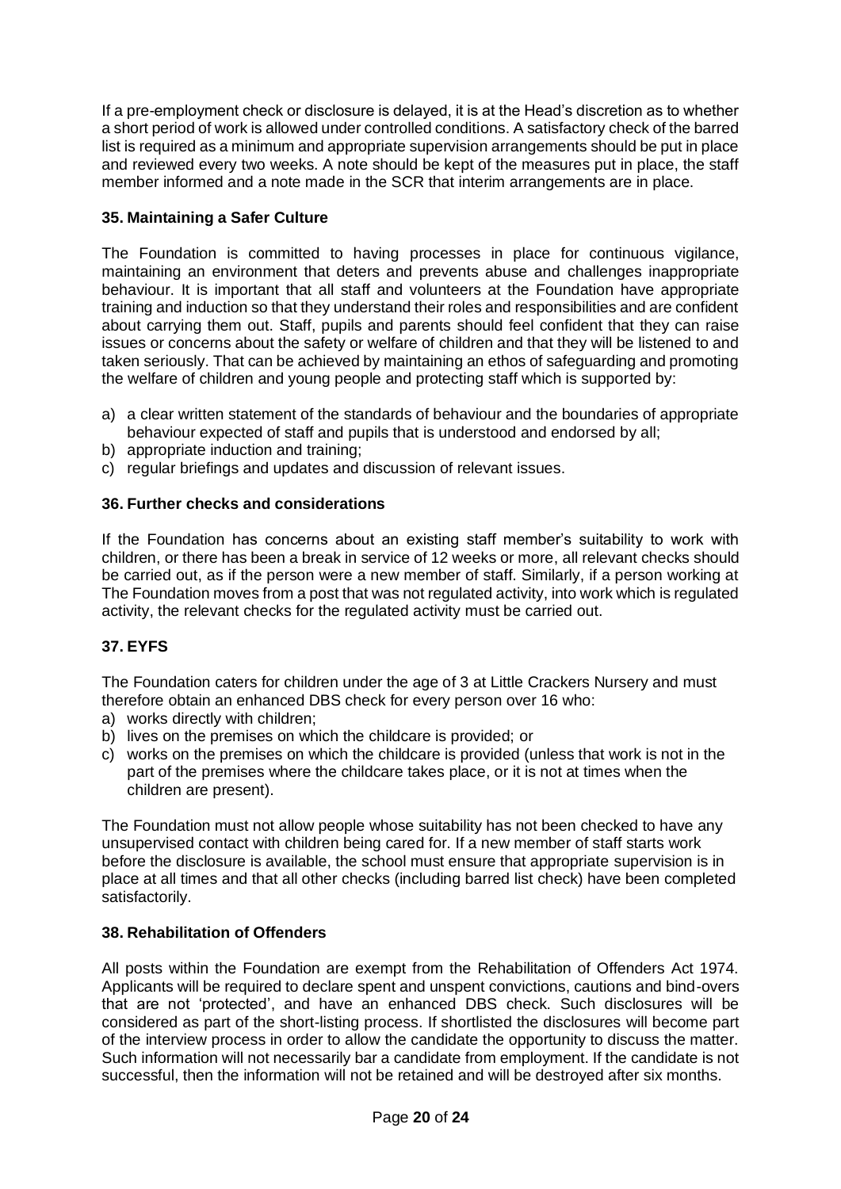If a pre-employment check or disclosure is delayed, it is at the Head's discretion as to whether a short period of work is allowed under controlled conditions. A satisfactory check of the barred list is required as a minimum and appropriate supervision arrangements should be put in place and reviewed every two weeks. A note should be kept of the measures put in place, the staff member informed and a note made in the SCR that interim arrangements are in place.

### 35. Maintaining a Safer Culture

The Foundation is committed to having processes in place for continuous vigilance, maintaining an environment that deters and prevents abuse and challenges inappropriate behaviour. It is important that all staff and volunteers at the Foundation have appropriate training and induction so that they understand their roles and responsibilities and are confident about carrying them out. Staff, pupils and parents should feel confident that they can raise issues or concerns about the safety or welfare of children and that they will be listened to and taken seriously. That can be achieved by maintaining an ethos of safeguarding and promoting the welfare of children and young people and protecting staff which is supported by:

a) a clear written statement of the standards of behaviour and the boundaries of appropriate behaviour expected of staff and pupils that is understood and endorsed by all;
b) appropriate induction and training;
c) regular briefings and updates and discussion of relevant issues.

### 36. Further checks and considerations

If the Foundation has concerns about an existing staff member's suitability to work with children, or there has been a break in service of 12 weeks or more, all relevant checks should be carried out, as if the person were a new member of staff. Similarly, if a person working at The Foundation moves from a post that was not regulated activity, into work which is regulated activity, the relevant checks for the regulated activity must be carried out.

### 37. EYFS

The Foundation caters for children under the age of 3 at Little Crackers Nursery and must therefore obtain an enhanced DBS check for every person over 16 who:

a) works directly with children;
b) lives on the premises on which the childcare is provided; or
c) works on the premises on which the childcare is provided (unless that work is not in the part of the premises where the childcare takes place, or it is not at times when the children are present).

The Foundation must not allow people whose suitability has not been checked to have any unsupervised contact with children being cared for. If a new member of staff starts work before the disclosure is available, the school must ensure that appropriate supervision is in place at all times and that all other checks (including barred list check) have been completed satisfactorily.

### 38. Rehabilitation of Offenders

All posts within the Foundation are exempt from the Rehabilitation of Offenders Act 1974. Applicants will be required to declare spent and unspent convictions, cautions and bind-overs that are not 'protected', and have an enhanced DBS check. Such disclosures will be considered as part of the short-listing process. If shortlisted the disclosures will become part of the interview process in order to allow the candidate the opportunity to discuss the matter. Such information will not necessarily bar a candidate from employment. If the candidate is not successful, then the information will not be retained and will be destroyed after six months.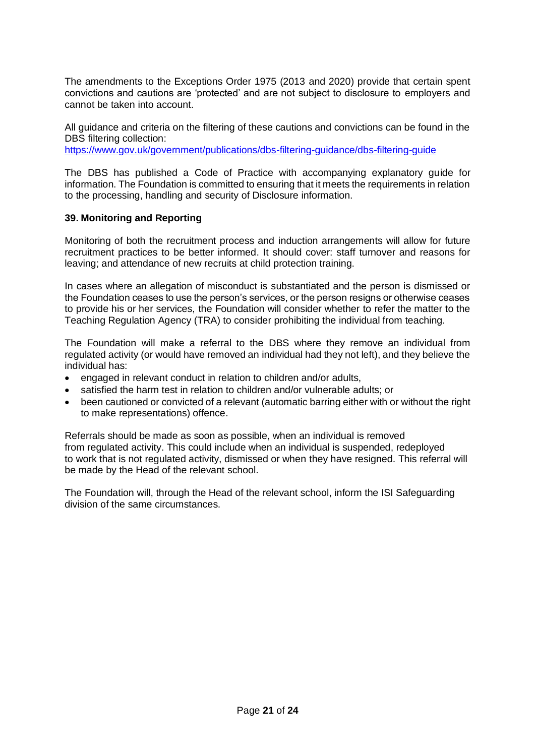The amendments to the Exceptions Order 1975 (2013 and 2020) provide that certain spent convictions and cautions are 'protected' and are not subject to disclosure to employers and cannot be taken into account.

All guidance and criteria on the filtering of these cautions and convictions can be found in the DBS filtering collection:
https://www.gov.uk/government/publications/dbs-filtering-guidance/dbs-filtering-guide

The DBS has published a Code of Practice with accompanying explanatory guide for information. The Foundation is committed to ensuring that it meets the requirements in relation to the processing, handling and security of Disclosure information.

**39. Monitoring and Reporting**

Monitoring of both the recruitment process and induction arrangements will allow for future recruitment practices to be better informed. It should cover: staff turnover and reasons for leaving; and attendance of new recruits at child protection training.

In cases where an allegation of misconduct is substantiated and the person is dismissed or the Foundation ceases to use the person's services, or the person resigns or otherwise ceases to provide his or her services, the Foundation will consider whether to refer the matter to the Teaching Regulation Agency (TRA) to consider prohibiting the individual from teaching.

The Foundation will make a referral to the DBS where they remove an individual from regulated activity (or would have removed an individual had they not left), and they believe the individual has:

- engaged in relevant conduct in relation to children and/or adults,
- satisfied the harm test in relation to children and/or vulnerable adults; or
- been cautioned or convicted of a relevant (automatic barring either with or without the right to make representations) offence.

Referrals should be made as soon as possible, when an individual is removed from regulated activity. This could include when an individual is suspended, redeployed to work that is not regulated activity, dismissed or when they have resigned. This referral will be made by the Head of the relevant school.

The Foundation will, through the Head of the relevant school, inform the ISI Safeguarding division of the same circumstances.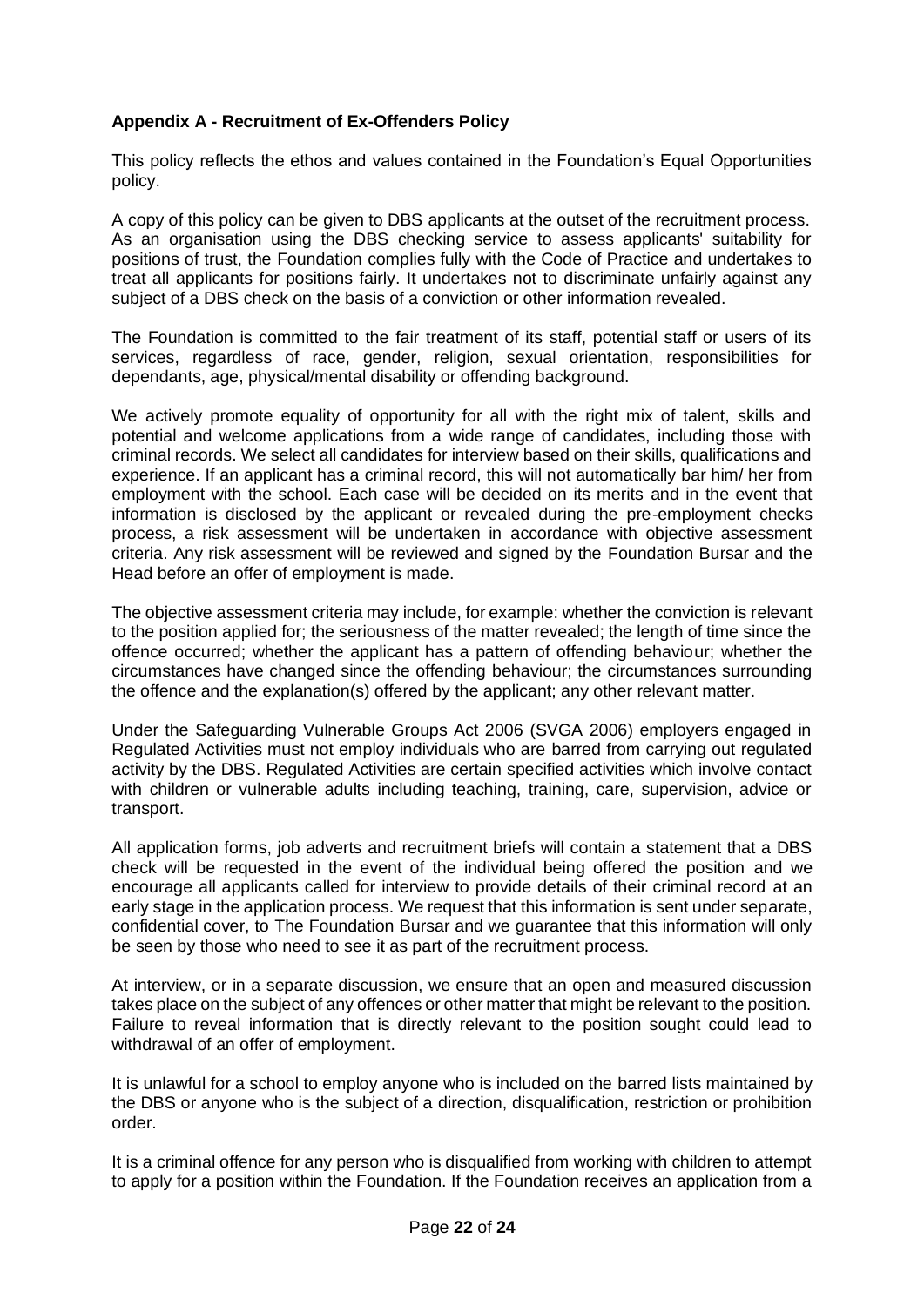**Appendix A - Recruitment of Ex-Offenders Policy**

This policy reflects the ethos and values contained in the Foundation's Equal Opportunities policy.

A copy of this policy can be given to DBS applicants at the outset of the recruitment process. As an organisation using the DBS checking service to assess applicants' suitability for positions of trust, the Foundation complies fully with the Code of Practice and undertakes to treat all applicants for positions fairly. It undertakes not to discriminate unfairly against any subject of a DBS check on the basis of a conviction or other information revealed.

The Foundation is committed to the fair treatment of its staff, potential staff or users of its services, regardless of race, gender, religion, sexual orientation, responsibilities for dependants, age, physical/mental disability or offending background.

We actively promote equality of opportunity for all with the right mix of talent, skills and potential and welcome applications from a wide range of candidates, including those with criminal records. We select all candidates for interview based on their skills, qualifications and experience. If an applicant has a criminal record, this will not automatically bar him/ her from employment with the school. Each case will be decided on its merits and in the event that information is disclosed by the applicant or revealed during the pre-employment checks process, a risk assessment will be undertaken in accordance with objective assessment criteria. Any risk assessment will be reviewed and signed by the Foundation Bursar and the Head before an offer of employment is made.

The objective assessment criteria may include, for example: whether the conviction is relevant to the position applied for; the seriousness of the matter revealed; the length of time since the offence occurred; whether the applicant has a pattern of offending behaviour; whether the circumstances have changed since the offending behaviour; the circumstances surrounding the offence and the explanation(s) offered by the applicant; any other relevant matter.

Under the Safeguarding Vulnerable Groups Act 2006 (SVGA 2006) employers engaged in Regulated Activities must not employ individuals who are barred from carrying out regulated activity by the DBS. Regulated Activities are certain specified activities which involve contact with children or vulnerable adults including teaching, training, care, supervision, advice or transport.

All application forms, job adverts and recruitment briefs will contain a statement that a DBS check will be requested in the event of the individual being offered the position and we encourage all applicants called for interview to provide details of their criminal record at an early stage in the application process. We request that this information is sent under separate, confidential cover, to The Foundation Bursar and we guarantee that this information will only be seen by those who need to see it as part of the recruitment process.

At interview, or in a separate discussion, we ensure that an open and measured discussion takes place on the subject of any offences or other matter that might be relevant to the position. Failure to reveal information that is directly relevant to the position sought could lead to withdrawal of an offer of employment.

It is unlawful for a school to employ anyone who is included on the barred lists maintained by the DBS or anyone who is the subject of a direction, disqualification, restriction or prohibition order.

It is a criminal offence for any person who is disqualified from working with children to attempt to apply for a position within the Foundation. If the Foundation receives an application from a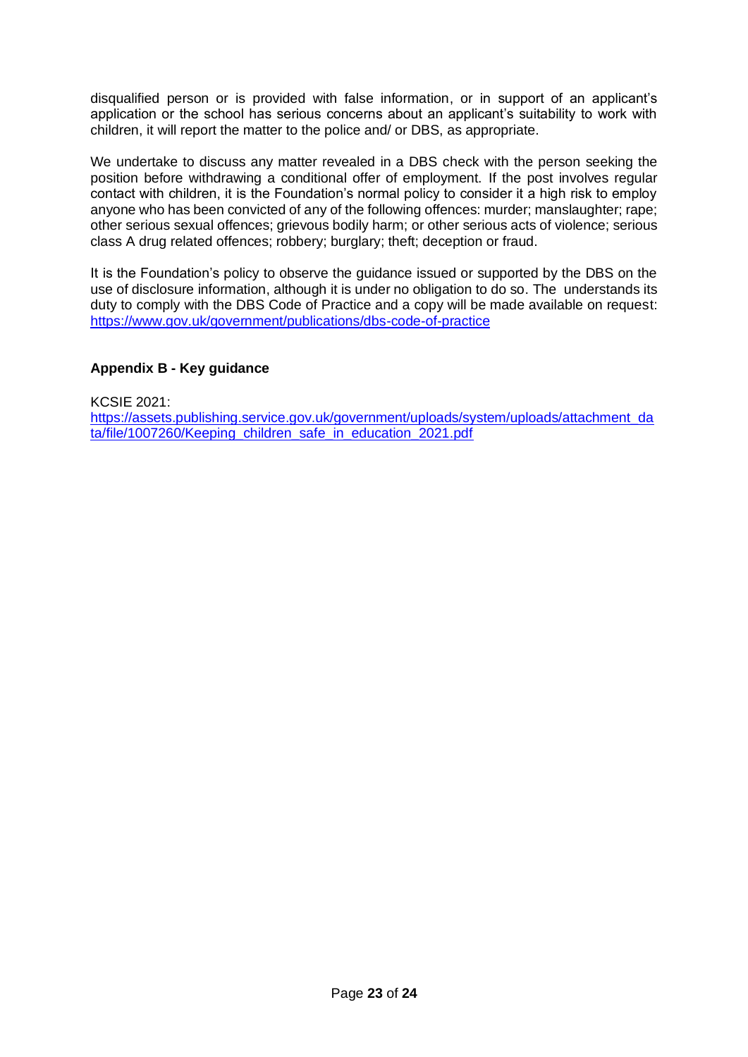disqualified person or is provided with false information, or in support of an applicant's application or the school has serious concerns about an applicant's suitability to work with children, it will report the matter to the police and/ or DBS, as appropriate.

We undertake to discuss any matter revealed in a DBS check with the person seeking the position before withdrawing a conditional offer of employment. If the post involves regular contact with children, it is the Foundation's normal policy to consider it a high risk to employ anyone who has been convicted of any of the following offences: murder; manslaughter; rape; other serious sexual offences; grievous bodily harm; or other serious acts of violence; serious class A drug related offences; robbery; burglary; theft; deception or fraud.

It is the Foundation's policy to observe the guidance issued or supported by the DBS on the use of disclosure information, although it is under no obligation to do so. The understands its duty to comply with the DBS Code of Practice and a copy will be made available on request: https://www.gov.uk/government/publications/dbs-code-of-practice

**Appendix B - Key guidance**

KCSIE 2021:
https://assets.publishing.service.gov.uk/government/uploads/system/uploads/attachment_data/file/1007260/Keeping_children_safe_in_education_2021.pdf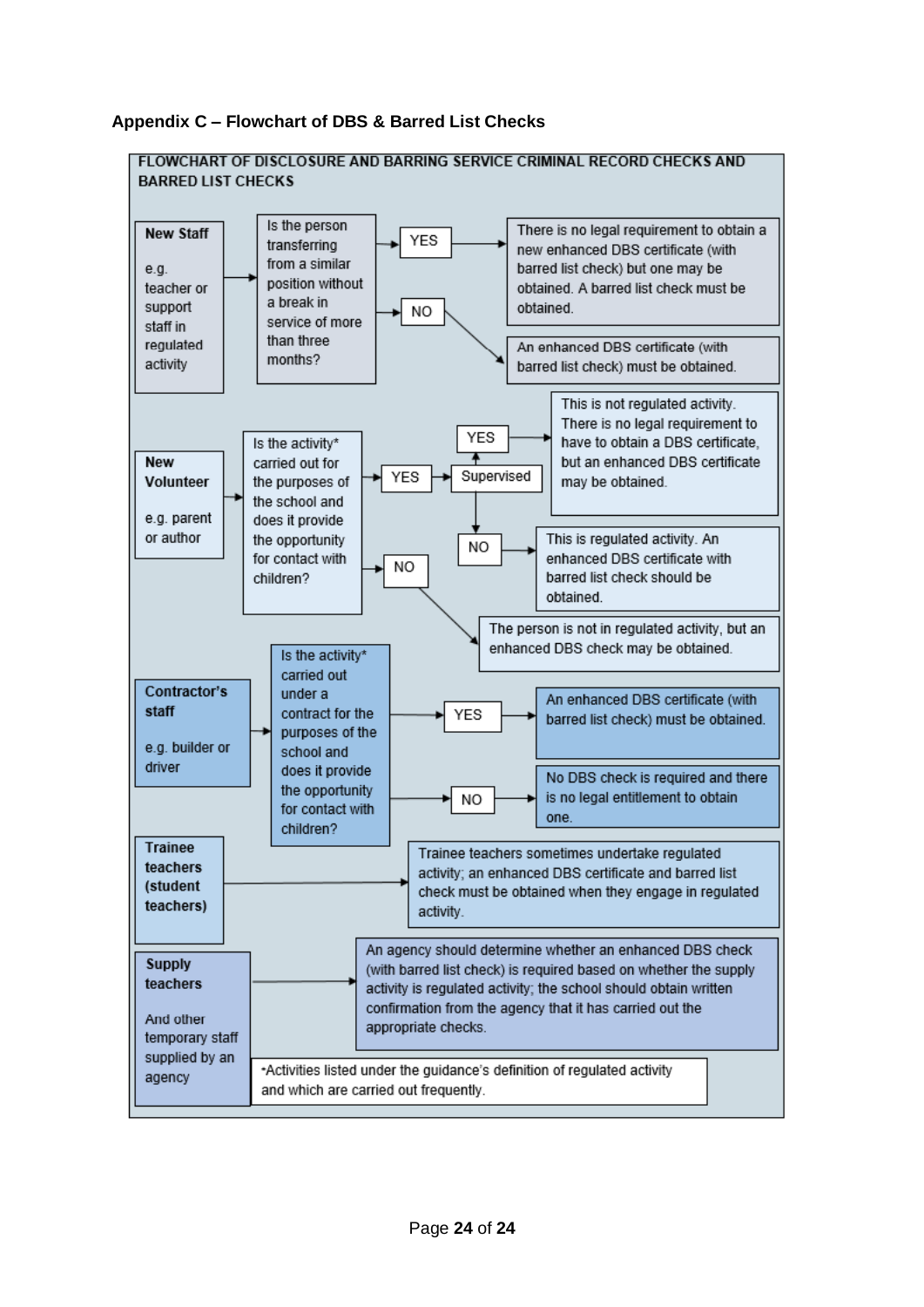**Appendix C – Flowchart of DBS & Barred List Checks**

FLOWCHART OF DISCLOSURE AND BARRING SERVICE CRIMINAL RECORD CHECKS AND BARRED LIST CHECKS

**New Staff**

e.g. teacher or support staff in regulated activity

Is the person transferring from a similar position without a break in service of more than three months?

YES

There is no legal requirement to obtain a new enhanced DBS certificate (with barred list check) but one may be obtained. A barred list check must be obtained.

NO

An enhanced DBS certificate (with barred list check) must be obtained.

**New Volunteer**

e.g. parent or author

Is the activity* carried out for the purposes of the school and does it provide the opportunity for contact with children?

YES

Supervised

YES

This is not regulated activity. There is no legal requirement to have to obtain a DBS certificate, but an enhanced DBS certificate may be obtained.

NO

This is regulated activity. An enhanced DBS certificate with barred list check should be obtained.

NO

The person is not in regulated activity, but an enhanced DBS check may be obtained.

**Contractor's staff**

e.g. builder or driver

Is the activity* carried out under a contract for the purposes of the school and does it provide the opportunity for contact with children?

YES

An enhanced DBS certificate (with barred list check) must be obtained.

NO

No DBS check is required and there is no legal entitlement to obtain one.

**Trainee teachers (student teachers)**

Trainee teachers sometimes undertake regulated activity; an enhanced DBS certificate and barred list check must be obtained when they engage in regulated activity.

**Supply teachers**

And other temporary staff supplied by an agency

An agency should determine whether an enhanced DBS check (with barred list check) is required based on whether the supply activity is regulated activity; the school should obtain written confirmation from the agency that it has carried out the appropriate checks.

*Activities listed under the guidance's definition of regulated activity and which are carried out frequently.